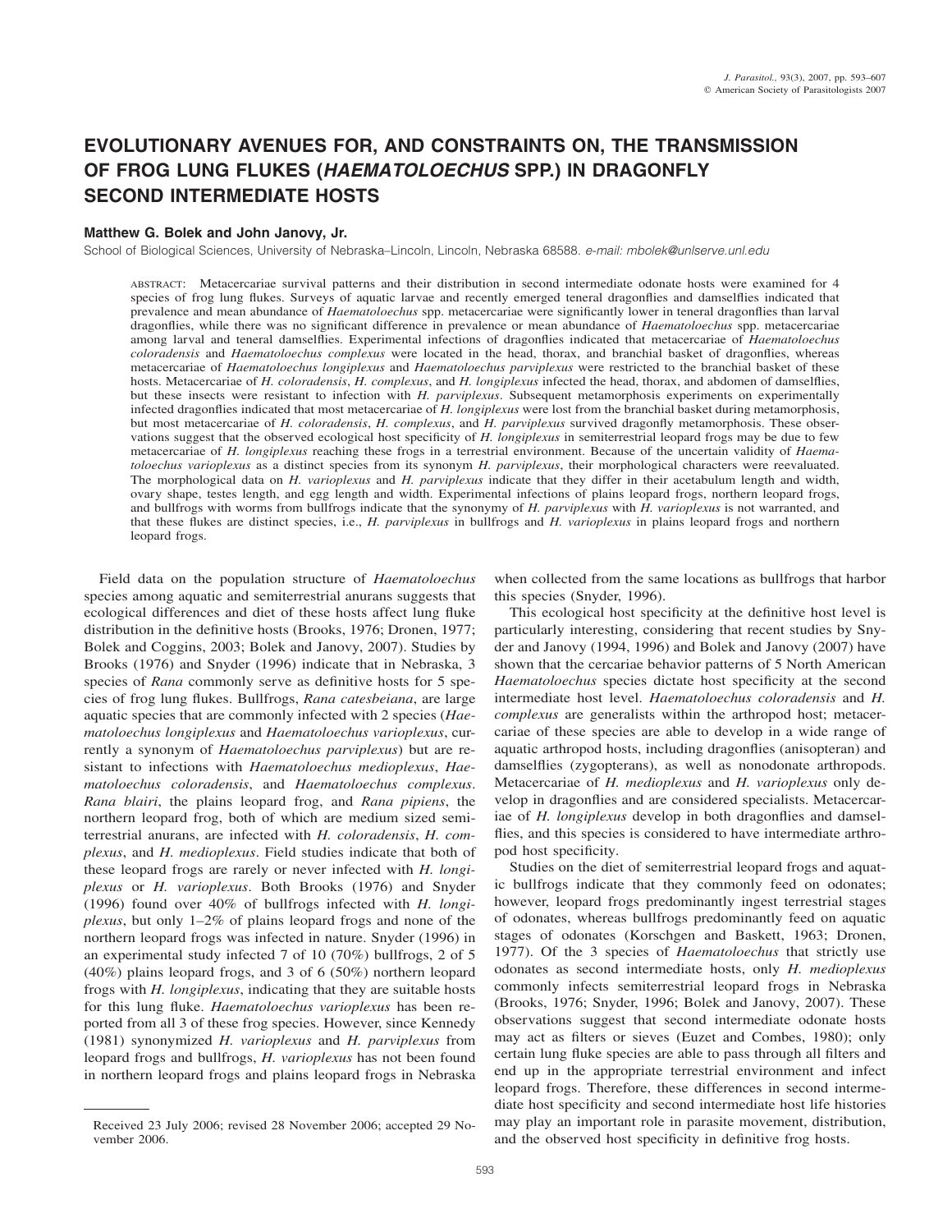# EVOLUTIONARY AVENUES FOR, AND CONSTRAINTS ON, THE TRANSMISSION OF FROG LUNG FLUKES (*HAEMATOLOECHUS* SPP.) IN DRAGONFLY SECOND INTERMEDIATE HOSTS

**Matthew G. Bolek and John Janovy, Jr.**

School of Biological Sciences, University of Nebraska–Lincoln, Lincoln, Nebraska 68588. *e-mail: mbolek@unlserve.unl.edu*

ABSTRACT: Metacercariae survival patterns and their distribution in second intermediate odonate hosts were examined for 4 species of frog lung flukes. Surveys of aquatic larvae and recently emerged teneral dragonflies and damselflies indicated that prevalence and mean abundance of *Haematoloechus* spp. metacercariae were significantly lower in teneral dragonflies than larval dragonflies, while there was no significant difference in prevalence or mean abundance of *Haematoloechus* spp. metacercariae among larval and teneral damselflies. Experimental infections of dragonflies indicated that metacercariae of *Haematoloechus coloradensis* and *Haematoloechus complexus* were located in the head, thorax, and branchial basket of dragonflies, whereas metacercariae of *Haematoloechus longiplexus* and *Haematoloechus parviplexus* were restricted to the branchial basket of these hosts. Metacercariae of *H. coloradensis*, *H. complexus*, and *H. longiplexus* infected the head, thorax, and abdomen of damselflies, but these insects were resistant to infection with *H. parviplexus*. Subsequent metamorphosis experiments on experimentally infected dragonflies indicated that most metacercariae of *H. longiplexus* were lost from the branchial basket during metamorphosis, but most metacercariae of *H. coloradensis*, *H. complexus*, and *H. parviplexus* survived dragonfly metamorphosis. These observations suggest that the observed ecological host specificity of *H. longiplexus* in semiterrestrial leopard frogs may be due to few metacercariae of *H. longiplexus* reaching these frogs in a terrestrial environment. Because of the uncertain validity of *Haematoloechus varioplexus* as a distinct species from its synonym *H. parviplexus*, their morphological characters were reevaluated. The morphological data on *H. varioplexus* and *H. parviplexus* indicate that they differ in their acetabulum length and width, ovary shape, testes length, and egg length and width. Experimental infections of plains leopard frogs, northern leopard frogs, and bullfrogs with worms from bullfrogs indicate that the synonymy of *H. parviplexus* with *H. varioplexus* is not warranted, and that these flukes are distinct species, i.e., *H. parviplexus* in bullfrogs and *H. varioplexus* in plains leopard frogs and northern leopard frogs.

Field data on the population structure of *Haematoloechus* species among aquatic and semiterrestrial anurans suggests that ecological differences and diet of these hosts affect lung fluke distribution in the definitive hosts (Brooks, 1976; Dronen, 1977; Bolek and Coggins, 2003; Bolek and Janovy, 2007). Studies by Brooks (1976) and Snyder (1996) indicate that in Nebraska, 3 species of *Rana* commonly serve as definitive hosts for 5 species of frog lung flukes. Bullfrogs, *Rana catesbeiana*, are large aquatic species that are commonly infected with 2 species (*Haematoloechus longiplexus* and *Haematoloechus varioplexus*, currently a synonym of *Haematoloechus parviplexus*) but are resistant to infections with *Haematoloechus medioplexus*, *Haematoloechus coloradensis*, and *Haematoloechus complexus*. *Rana blairi*, the plains leopard frog, and *Rana pipiens*, the northern leopard frog, both of which are medium sized semiterrestrial anurans, are infected with *H. coloradensis*, *H. complexus*, and *H. medioplexus*. Field studies indicate that both of these leopard frogs are rarely or never infected with *H. longiplexus* or *H. varioplexus*. Both Brooks (1976) and Snyder (1996) found over 40% of bullfrogs infected with *H. longiplexus*, but only 1–2% of plains leopard frogs and none of the northern leopard frogs was infected in nature. Snyder (1996) in an experimental study infected 7 of 10 (70%) bullfrogs, 2 of 5 (40%) plains leopard frogs, and 3 of 6 (50%) northern leopard frogs with *H. longiplexus*, indicating that they are suitable hosts for this lung fluke. *Haematoloechus varioplexus* has been reported from all 3 of these frog species. However, since Kennedy (1981) synonymized *H. varioplexus* and *H. parviplexus* from leopard frogs and bullfrogs, *H. varioplexus* has not been found in northern leopard frogs and plains leopard frogs in Nebraska when collected from the same locations as bullfrogs that harbor this species (Snyder, 1996).

This ecological host specificity at the definitive host level is particularly interesting, considering that recent studies by Snyder and Janovy (1994, 1996) and Bolek and Janovy (2007) have shown that the cercariae behavior patterns of 5 North American *Haematoloechus* species dictate host specificity at the second intermediate host level. *Haematoloechus coloradensis* and *H. complexus* are generalists within the arthropod host; metacercariae of these species are able to develop in a wide range of aquatic arthropod hosts, including dragonflies (anisopteran) and damselflies (zygopterans), as well as nonodonate arthropods. Metacercariae of *H. medioplexus* and *H. varioplexus* only develop in dragonflies and are considered specialists. Metacercariae of *H. longiplexus* develop in both dragonflies and damselflies, and this species is considered to have intermediate arthropod host specificity.

Studies on the diet of semiterrestrial leopard frogs and aquatic bullfrogs indicate that they commonly feed on odonates; however, leopard frogs predominantly ingest terrestrial stages of odonates, whereas bullfrogs predominantly feed on aquatic stages of odonates (Korschgen and Baskett, 1963; Dronen, 1977). Of the 3 species of *Haematoloechus* that strictly use odonates as second intermediate hosts, only *H. medioplexus* commonly infects semiterrestrial leopard frogs in Nebraska (Brooks, 1976; Snyder, 1996; Bolek and Janovy, 2007). These observations suggest that second intermediate odonate hosts may act as filters or sieves (Euzet and Combes, 1980); only certain lung fluke species are able to pass through all filters and end up in the appropriate terrestrial environment and infect leopard frogs. Therefore, these differences in second intermediate host specificity and second intermediate host life histories may play an important role in parasite movement, distribution, and the observed host specificity in definitive frog hosts.

Received 23 July 2006; revised 28 November 2006; accepted 29 November 2006.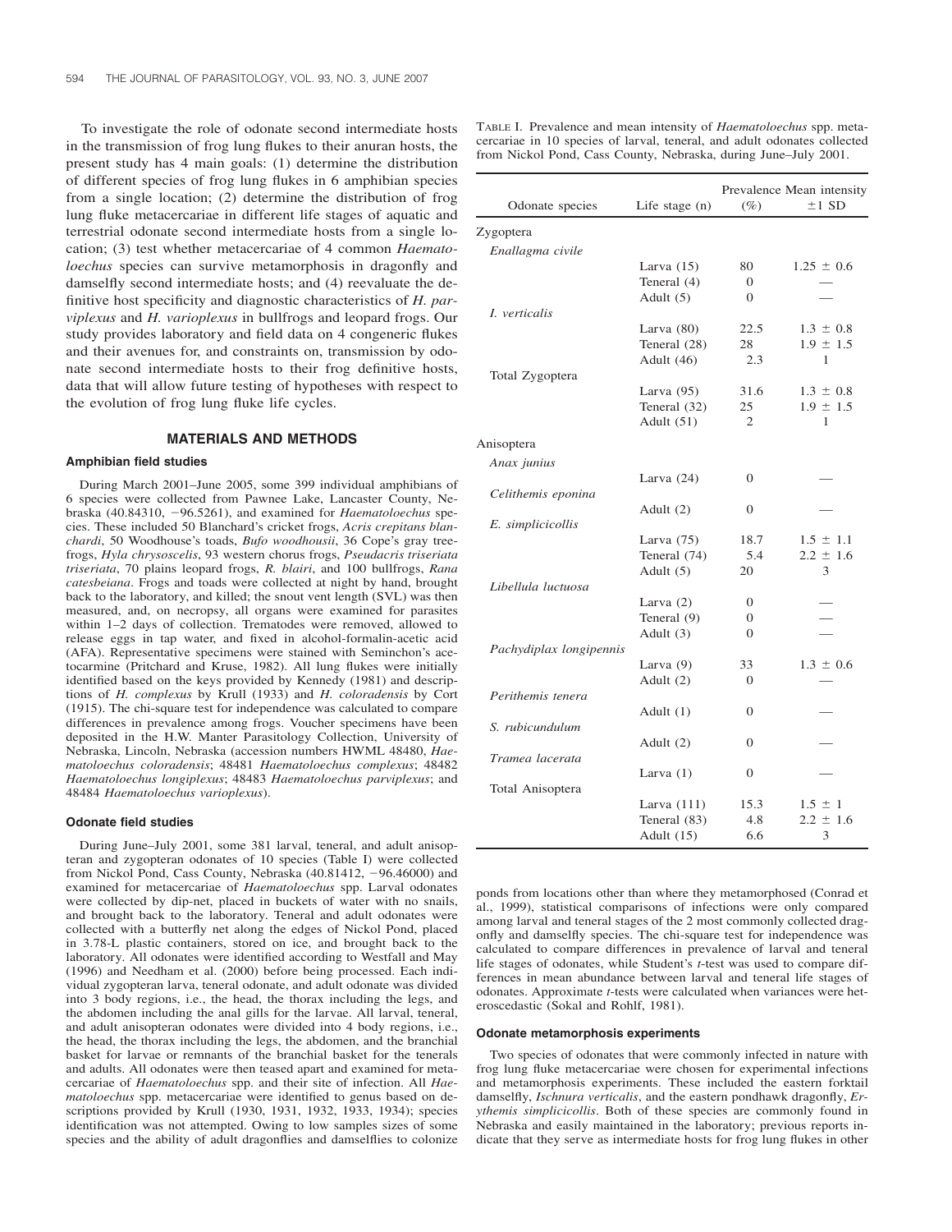To investigate the role of odonate second intermediate hosts in the transmission of frog lung flukes to their anuran hosts, the present study has 4 main goals: (1) determine the distribution of different species of frog lung flukes in 6 amphibian species from a single location; (2) determine the distribution of frog lung fluke metacercariae in different life stages of aquatic and terrestrial odonate second intermediate hosts from a single location; (3) test whether metacercariae of 4 common *Haematoloechus* species can survive metamorphosis in dragonfly and damselfly second intermediate hosts; and (4) reevaluate the definitive host specificity and diagnostic characteristics of *H. parviplexus* and *H. varioplexus* in bullfrogs and leopard frogs. Our study provides laboratory and field data on 4 congeneric flukes and their avenues for, and constraints on, transmission by odonate second intermediate hosts to their frog definitive hosts, data that will allow future testing of hypotheses with respect to the evolution of frog lung fluke life cycles.

## MATERIALS AND METHODS

### Amphibian field studies

During March 2001–June 2005, some 399 individual amphibians of 6 species were collected from Pawnee Lake, Lancaster County, Nebraska (40.84310, −96.5261), and examined for *Haematoloechus* species. These included 50 Blanchard's cricket frogs, *Acris crepitans blanchardi*, 50 Woodhouse's toads, *Bufo woodhousii*, 36 Cope's gray treefrogs, *Hyla chrysoscelis*, 93 western chorus frogs, *Pseudacris triseriata triseriata*, 70 plains leopard frogs, *R. blairi*, and 100 bullfrogs, *Rana catesbeiana*. Frogs and toads were collected at night by hand, brought back to the laboratory, and killed; the snout vent length (SVL) was then measured, and, on necropsy, all organs were examined for parasites within 1–2 days of collection. Trematodes were removed, allowed to release eggs in tap water, and fixed in alcohol-formalin-acetic acid (AFA). Representative specimens were stained with Seminchon's acetocarmine (Pritchard and Kruse, 1982). All lung flukes were initially identified based on the keys provided by Kennedy (1981) and descriptions of *H. complexus* by Krull (1933) and *H. coloradensis* by Cort (1915). The chi-square test for independence was calculated to compare differences in prevalence among frogs. Voucher specimens have been deposited in the H.W. Manter Parasitology Collection, University of Nebraska, Lincoln, Nebraska (accession numbers HWML 48480, *Haematoloechus coloradensis*; 48481 *Haematoloechus complexus*; 48482 *Haematoloechus longiplexus*; 48483 *Haematoloechus parviplexus*; and 48484 *Haematoloechus varioplexus*).

### Odonate field studies

During June–July 2001, some 381 larval, teneral, and adult anisopteran and zygopteran odonates of 10 species (Table I) were collected from Nickol Pond, Cass County, Nebraska (40.81412, −96.46000) and examined for metacercariae of *Haematoloechus* spp. Larval odonates were collected by dip-net, placed in buckets of water with no snails, and brought back to the laboratory. Teneral and adult odonates were collected with a butterfly net along the edges of Nickol Pond, placed in 3.78-L plastic containers, stored on ice, and brought back to the laboratory. All odonates were identified according to Westfall and May (1996) and Needham et al. (2000) before being processed. Each individual zygopteran larva, teneral odonate, and adult odonate was divided into 3 body regions, i.e., the head, the thorax including the legs, and the abdomen including the anal gills for the larvae. All larval, teneral, and adult anisopteran odonates were divided into 4 body regions, i.e., the head, the thorax including the legs, the abdomen, and the branchial basket for larvae or remnants of the branchial basket for the tenerals and adults. All odonates were then teased apart and examined for metacercariae of *Haematoloechus* spp. and their site of infection. All *Haematoloechus* spp. metacercariae were identified to genus based on descriptions provided by Krull (1930, 1931, 1932, 1933, 1934); species identification was not attempted. Owing to low samples sizes of some species and the ability of adult dragonflies and damselflies to colonize ponds from locations other than where they metamorphosed (Conrad et al., 1999), statistical comparisons of infections were only compared among larval and teneral stages of the 2 most commonly collected dragonfly and damselfly species. The chi-square test for independence was calculated to compare differences in prevalence of larval and teneral life stages of odonates, while Student's *t*-test was used to compare differences in mean abundance between larval and teneral life stages of odonates. Approximate *t*-tests were calculated when variances were heteroscedastic (Sokal and Rohlf, 1981).

TABLE I. Prevalence and mean intensity of *Haematoloechus* spp. metacercariae in 10 species of larval, teneral, and adult odonates collected from Nickol Pond, Cass County, Nebraska, during June–July 2001.

| Odonate species | Life stage (n) | Prevalence (%) | Mean intensity ±1 SD |
|---|---|---|---|
| Zygoptera | | | |
| *Enallagma civile* | | | |
| | Larva (15) | 80 | 1.25 ± 0.6 |
| | Teneral (4) | 0 | — |
| | Adult (5) | 0 | — |
| *I. verticalis* | | | |
| | Larva (80) | 22.5 | 1.3 ± 0.8 |
| | Teneral (28) | 28 | 1.9 ± 1.5 |
| | Adult (46) | 2.3 | 1 |
| Total Zygoptera | | | |
| | Larva (95) | 31.6 | 1.3 ± 0.8 |
| | Teneral (32) | 25 | 1.9 ± 1.5 |
| | Adult (51) | 2 | 1 |
| Anisoptera | | | |
| *Anax junius* | | | |
| | Larva (24) | 0 | — |
| *Celithemis eponina* | | | |
| | Adult (2) | 0 | — |
| *E. simplicicollis* | | | |
| | Larva (75) | 18.7 | 1.5 ± 1.1 |
| | Teneral (74) | 5.4 | 2.2 ± 1.6 |
| | Adult (5) | 20 | 3 |
| *Libellula luctuosa* | | | |
| | Larva (2) | 0 | — |
| | Teneral (9) | 0 | — |
| | Adult (3) | 0 | — |
| *Pachydiplax longipennis* | | | |
| | Larva (9) | 33 | 1.3 ± 0.6 |
| | Adult (2) | 0 | — |
| *Perithemis tenera* | | | |
| | Adult (1) | 0 | — |
| *S. rubicundulum* | | | |
| | Adult (2) | 0 | — |
| *Tramea lacerata* | | | |
| | Larva (1) | 0 | — |
| Total Anisoptera | | | |
| | Larva (111) | 15.3 | 1.5 ± 1 |
| | Teneral (83) | 4.8 | 2.2 ± 1.6 |
| | Adult (15) | 6.6 | 3 |

### Odonate metamorphosis experiments

Two species of odonates that were commonly infected in nature with frog lung fluke metacercariae were chosen for experimental infections and metamorphosis experiments. These included the eastern forktail damselfly, *Ischnura verticalis*, and the eastern pondhawk dragonfly, *Erythemis simplicicollis*. Both of these species are commonly found in Nebraska and easily maintained in the laboratory; previous reports indicate that they serve as intermediate hosts for frog lung flukes in other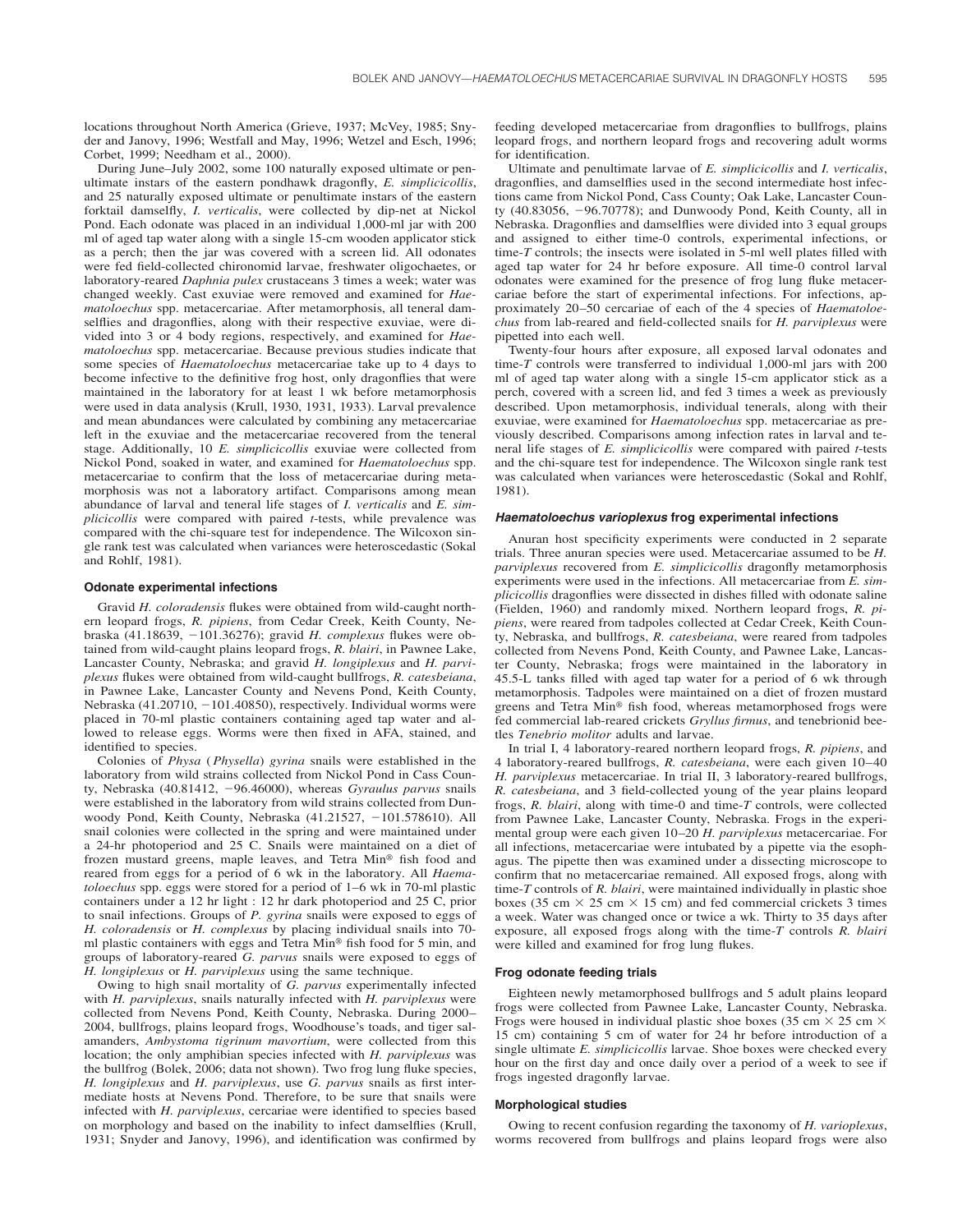locations throughout North America (Grieve, 1937; McVey, 1985; Snyder and Janovy, 1996; Westfall and May, 1996; Wetzel and Esch, 1996; Corbet, 1999; Needham et al., 2000).

During June–July 2002, some 100 naturally exposed ultimate or penultimate instars of the eastern pondhawk dragonfly, *E. simplicicollis*, and 25 naturally exposed ultimate or penultimate instars of the eastern forktail damselfly, *I. verticalis*, were collected by dip-net at Nickol Pond. Each odonate was placed in an individual 1,000-ml jar with 200 ml of aged tap water along with a single 15-cm wooden applicator stick as a perch; then the jar was covered with a screen lid. All odonates were fed field-collected chironomid larvae, freshwater oligochaetes, or laboratory-reared *Daphnia pulex* crustaceans 3 times a week; water was changed weekly. Cast exuviae were removed and examined for *Haematoloechus* spp. metacercariae. After metamorphosis, all teneral damselflies and dragonflies, along with their respective exuviae, were divided into 3 or 4 body regions, respectively, and examined for *Haematoloechus* spp. metacercariae. Because previous studies indicate that some species of *Haematoloechus* metacercariae take up to 4 days to become infective to the definitive frog host, only dragonflies that were maintained in the laboratory for at least 1 wk before metamorphosis were used in data analysis (Krull, 1930, 1931, 1933). Larval prevalence and mean abundances were calculated by combining any metacercariae left in the exuviae and the metacercariae recovered from the teneral stage. Additionally, 10 *E. simplicicollis* exuviae were collected from Nickol Pond, soaked in water, and examined for *Haematoloechus* spp. metacercariae to confirm that the loss of metacercariae during metamorphosis was not a laboratory artifact. Comparisons among mean abundance of larval and teneral life stages of *I. verticalis* and *E. simplicicollis* were compared with paired *t*-tests, while prevalence was compared with the chi-square test for independence. The Wilcoxon single rank test was calculated when variances were heteroscedastic (Sokal and Rohlf, 1981).

### Odonate experimental infections

Gravid *H. coloradensis* flukes were obtained from wild-caught northern leopard frogs, *R. pipiens*, from Cedar Creek, Keith County, Nebraska (41.18639, −101.36276); gravid *H. complexus* flukes were obtained from wild-caught plains leopard frogs, *R. blairi*, in Pawnee Lake, Lancaster County, Nebraska; and gravid *H. longiplexus* and *H. parviplexus* flukes were obtained from wild-caught bullfrogs, *R. catesbeiana*, in Pawnee Lake, Lancaster County and Nevens Pond, Keith County, Nebraska (41.20710, −101.40850), respectively. Individual worms were placed in 70-ml plastic containers containing aged tap water and allowed to release eggs. Worms were then fixed in AFA, stained, and identified to species.

Colonies of *Physa* (*Physella*) *gyrina* snails were established in the laboratory from wild strains collected from Nickol Pond in Cass County, Nebraska (40.81412, −96.46000), whereas *Gyraulus parvus* snails were established in the laboratory from wild strains collected from Dunwoody Pond, Keith County, Nebraska (41.21527, −101.578610). All snail colonies were collected in the spring and were maintained under a 24-hr photoperiod and 25 C. Snails were maintained on a diet of frozen mustard greens, maple leaves, and Tetra Min® fish food and reared from eggs for a period of 6 wk in the laboratory. All *Haematoloechus* spp. eggs were stored for a period of 1–6 wk in 70-ml plastic containers under a 12 hr light : 12 hr dark photoperiod and 25 C, prior to snail infections. Groups of *P. gyrina* snails were exposed to eggs of *H. coloradensis* or *H. complexus* by placing individual snails into 70-ml plastic containers with eggs and Tetra Min® fish food for 5 min, and groups of laboratory-reared *G. parvus* snails were exposed to eggs of *H. longiplexus* or *H. parviplexus* using the same technique.

Owing to high snail mortality of *G. parvus* experimentally infected with *H. parviplexus*, snails naturally infected with *H. parviplexus* were collected from Nevens Pond, Keith County, Nebraska. During 2000–2004, bullfrogs, plains leopard frogs, Woodhouse's toads, and tiger salamanders, *Ambystoma tigrinum mavortium*, were collected from this location; the only amphibian species infected with *H. parviplexus* was the bullfrog (Bolek, 2006; data not shown). Two frog lung fluke species, *H. longiplexus* and *H. parviplexus*, use *G. parvus* snails as first intermediate hosts at Nevens Pond. Therefore, to be sure that snails were infected with *H. parviplexus*, cercariae were identified to species based on morphology and based on the inability to infect damselflies (Krull, 1931; Snyder and Janovy, 1996), and identification was confirmed by feeding developed metacercariae from dragonflies to bullfrogs, plains leopard frogs, and northern leopard frogs and recovering adult worms for identification.

Ultimate and penultimate larvae of *E. simplicicollis* and *I. verticalis*, dragonflies, and damselflies used in the second intermediate host infections came from Nickol Pond, Cass County; Oak Lake, Lancaster County (40.83056, −96.70778); and Dunwoody Pond, Keith County, all in Nebraska. Dragonflies and damselflies were divided into 3 equal groups and assigned to either time-0 controls, experimental infections, or time-*T* controls; the insects were isolated in 5-ml well plates filled with aged tap water for 24 hr before exposure. All time-0 control larval odonates were examined for the presence of frog lung fluke metacercariae before the start of experimental infections. For infections, approximately 20–50 cercariae of each of the 4 species of *Haematoloechus* from lab-reared and field-collected snails for *H. parviplexus* were pipetted into each well.

Twenty-four hours after exposure, all exposed larval odonates and time-*T* controls were transferred to individual 1,000-ml jars with 200 ml of aged tap water along with a single 15-cm applicator stick as a perch, covered with a screen lid, and fed 3 times a week as previously described. Upon metamorphosis, individual tenerals, along with their exuviae, were examined for *Haematoloechus* spp. metacercariae as previously described. Comparisons among infection rates in larval and teneral life stages of *E. simplicicollis* were compared with paired *t*-tests and the chi-square test for independence. The Wilcoxon single rank test was calculated when variances were heteroscedastic (Sokal and Rohlf, 1981).

### *Haematoloechus varioplexus* frog experimental infections

Anuran host specificity experiments were conducted in 2 separate trials. Three anuran species were used. Metacercariae assumed to be *H. parviplexus* recovered from *E. simplicicollis* dragonfly metamorphosis experiments were used in the infections. All metacercariae from *E. simplicicollis* dragonflies were dissected in dishes filled with odonate saline (Fielden, 1960) and randomly mixed. Northern leopard frogs, *R. pipiens*, were reared from tadpoles collected at Cedar Creek, Keith County, Nebraska, and bullfrogs, *R. catesbeiana*, were reared from tadpoles collected from Nevens Pond, Keith County, and Pawnee Lake, Lancaster County, Nebraska; frogs were maintained in the laboratory in 45.5-L tanks filled with aged tap water for a period of 6 wk through metamorphosis. Tadpoles were maintained on a diet of frozen mustard greens and Tetra Min® fish food, whereas metamorphosed frogs were fed commercial lab-reared crickets *Gryllus firmus*, and tenebrionid beetles *Tenebrio molitor* adults and larvae.

In trial I, 4 laboratory-reared northern leopard frogs, *R. pipiens*, and 4 laboratory-reared bullfrogs, *R. catesbeiana*, were each given 10–40 *H. parviplexus* metacercariae. In trial II, 3 laboratory-reared bullfrogs, *R. catesbeiana*, and 3 field-collected young of the year plains leopard frogs, *R. blairi*, along with time-0 and time-*T* controls, were collected from Pawnee Lake, Lancaster County, Nebraska. Frogs in the experimental group were each given 10–20 *H. parviplexus* metacercariae. For all infections, metacercariae were intubated by a pipette via the esophagus. The pipette then was examined under a dissecting microscope to confirm that no metacercariae remained. All exposed frogs, along with time-*T* controls of *R. blairi*, were maintained individually in plastic shoe boxes (35 cm × 25 cm × 15 cm) and fed commercial crickets 3 times a week. Water was changed once or twice a wk. Thirty to 35 days after exposure, all exposed frogs along with the time-*T* controls *R. blairi* were killed and examined for frog lung flukes.

### Frog odonate feeding trials

Eighteen newly metamorphosed bullfrogs and 5 adult plains leopard frogs were collected from Pawnee Lake, Lancaster County, Nebraska. Frogs were housed in individual plastic shoe boxes (35 cm × 25 cm × 15 cm) containing 5 cm of water for 24 hr before introduction of a single ultimate *E. simplicicollis* larvae. Shoe boxes were checked every hour on the first day and once daily over a period of a week to see if frogs ingested dragonfly larvae.

### Morphological studies

Owing to recent confusion regarding the taxonomy of *H. varioplexus*, worms recovered from bullfrogs and plains leopard frogs were also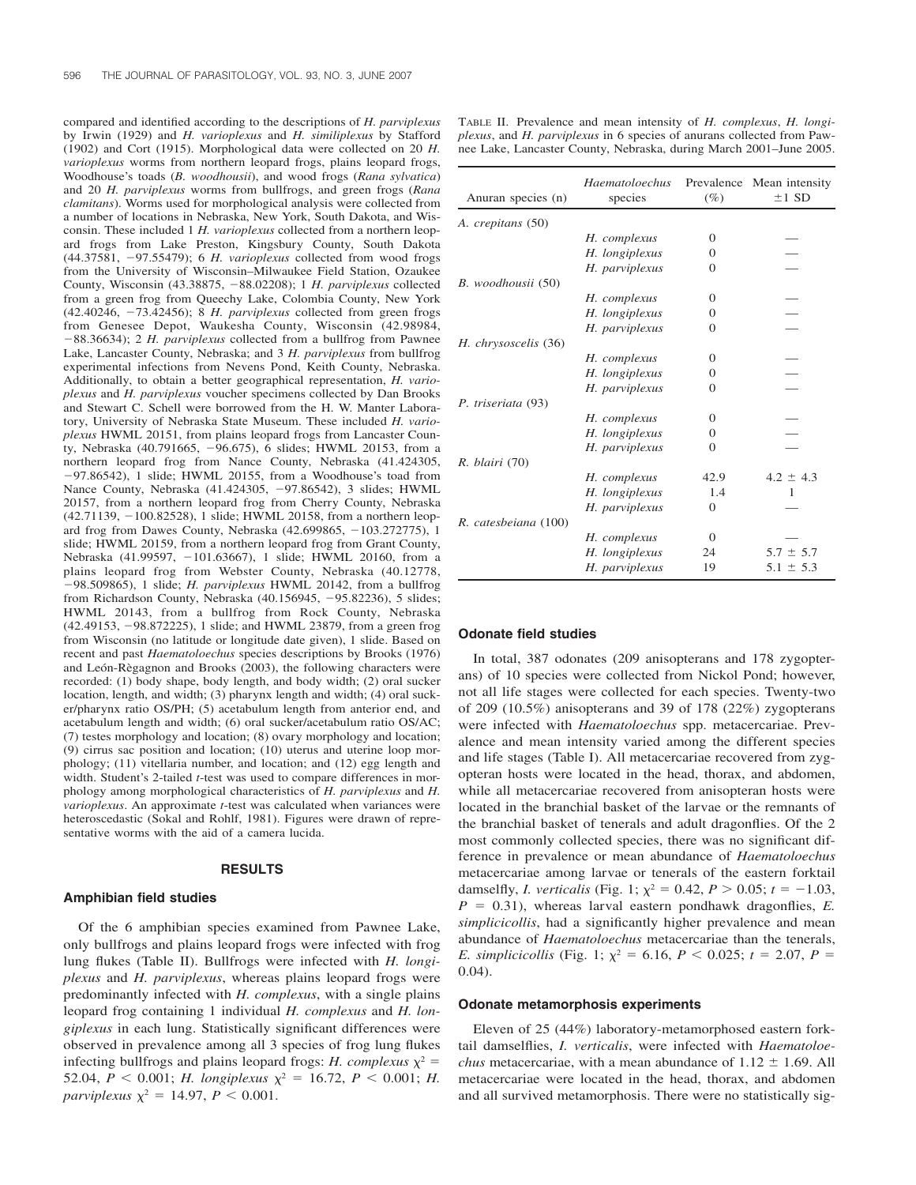compared and identified according to the descriptions of *H. parviplexus* by Irwin (1929) and *H. varioplexus* and *H. similiplexus* by Stafford (1902) and Cort (1915). Morphological data were collected on 20 *H. varioplexus* worms from northern leopard frogs, plains leopard frogs, Woodhouse's toads (*B. woodhousii*), and wood frogs (*Rana sylvatica*) and 20 *H. parviplexus* worms from bullfrogs, and green frogs (*Rana clamitans*). Worms used for morphological analysis were collected from a number of locations in Nebraska, New York, South Dakota, and Wisconsin. These included 1 *H. varioplexus* collected from a northern leopard frogs from Lake Preston, Kingsbury County, South Dakota (44.37581, −97.55479); 6 *H. varioplexus* collected from wood frogs from the University of Wisconsin–Milwaukee Field Station, Ozaukee County, Wisconsin (43.38875, −88.02208); 1 *H. parviplexus* collected from a green frog from Queechy Lake, Colombia County, New York (42.40246, −73.42456); 8 *H. parviplexus* collected from green frogs from Genesee Depot, Waukesha County, Wisconsin (42.98984, −88.36634); 2 *H. parviplexus* collected from a bullfrog from Pawnee Lake, Lancaster County, Nebraska; and 3 *H. parviplexus* from bullfrog experimental infections from Nevens Pond, Keith County, Nebraska. Additionally, to obtain a better geographical representation, *H. varioplexus* and *H. parviplexus* voucher specimens collected by Dan Brooks and Stewart C. Schell were borrowed from the H. W. Manter Laboratory, University of Nebraska State Museum. These included *H. varioplexus* HWML 20151, from plains leopard frogs from Lancaster County, Nebraska (40.791665, −96.675), 6 slides; HWML 20153, from a northern leopard frog from Nance County, Nebraska (41.424305, −97.86542), 1 slide; HWML 20155, from a Woodhouse's toad from Nance County, Nebraska (41.424305, −97.86542), 3 slides; HWML 20157, from a northern leopard frog from Cherry County, Nebraska (42.71139, −100.82528), 1 slide; HWML 20158, from a northern leopard frog from Dawes County, Nebraska (42.699865, −103.272775), 1 slide; HWML 20159, from a northern leopard frog from Grant County, Nebraska (41.99597, −101.63667), 1 slide; HWML 20160, from a plains leopard frog from Webster County, Nebraska (40.12778, −98.509865), 1 slide; *H. parviplexus* HWML 20142, from a bullfrog from Richardson County, Nebraska (40.156945, −95.82236), 5 slides; HWML 20143, from a bullfrog from Rock County, Nebraska (42.49153, −98.872225), 1 slide; and HWML 23879, from a green frog from Wisconsin (no latitude or longitude date given), 1 slide. Based on recent and past *Haematoloechus* species descriptions by Brooks (1976) and León-Règagnon and Brooks (2003), the following characters were recorded: (1) body shape, body length, and body width; (2) oral sucker location, length, and width; (3) pharynx length and width; (4) oral sucker/pharynx ratio OS/PH; (5) acetabulum length from anterior end, and acetabulum length and width; (6) oral sucker/acetabulum ratio OS/AC; (7) testes morphology and location; (8) ovary morphology and location; (9) cirrus sac position and location; (10) uterus and uterine loop morphology; (11) vitellaria number, and location; and (12) egg length and width. Student's 2-tailed *t*-test was used to compare differences in morphology among morphological characteristics of *H. parviplexus* and *H. varioplexus*. An approximate *t*-test was calculated when variances were heteroscedastic (Sokal and Rohlf, 1981). Figures were drawn of representative worms with the aid of a camera lucida.

## RESULTS

### Amphibian field studies

Of the 6 amphibian species examined from Pawnee Lake, only bullfrogs and plains leopard frogs were infected with frog lung flukes (Table II). Bullfrogs were infected with *H. longiplexus* and *H. parviplexus*, whereas plains leopard frogs were predominantly infected with *H. complexus*, with a single plains leopard frog containing 1 individual *H. complexus* and *H. longiplexus* in each lung. Statistically significant differences were observed in prevalence among all 3 species of frog lung flukes infecting bullfrogs and plains leopard frogs: *H. complexus* $\chi^2 = 52.04$, $P < 0.001$; *H. longiplexus* $\chi^2 = 16.72$, $P < 0.001$; *H. parviplexus* $\chi^2 = 14.97$, $P < 0.001$.

TABLE II. Prevalence and mean intensity of *H. complexus*, *H. longiplexus*, and *H. parviplexus* in 6 species of anurans collected from Pawnee Lake, Lancaster County, Nebraska, during March 2001–June 2005.

| Anuran species (n) | *Haematoloechus* species | Prevalence (%) | Mean intensity ±1 SD |
|---|---|---|---|
| *A. crepitans* (50) | | | |
| | *H. complexus* | 0 | — |
| | *H. longiplexus* | 0 | — |
| | *H. parviplexus* | 0 | — |
| *B. woodhousii* (50) | | | |
| | *H. complexus* | 0 | — |
| | *H. longiplexus* | 0 | — |
| | *H. parviplexus* | 0 | — |
| *H. chrysoscelis* (36) | | | |
| | *H. complexus* | 0 | — |
| | *H. longiplexus* | 0 | — |
| | *H. parviplexus* | 0 | — |
| *P. triseriata* (93) | | | |
| | *H. complexus* | 0 | — |
| | *H. longiplexus* | 0 | — |
| | *H. parviplexus* | 0 | — |
| *R. blairi* (70) | | | |
| | *H. complexus* | 42.9 | 4.2 ± 4.3 |
| | *H. longiplexus* | 1.4 | 1 |
| | *H. parviplexus* | 0 | — |
| *R. catesbeiana* (100) | | | |
| | *H. complexus* | 0 | — |
| | *H. longiplexus* | 24 | 5.7 ± 5.7 |
| | *H. parviplexus* | 19 | 5.1 ± 5.3 |

### Odonate field studies

In total, 387 odonates (209 anisopterans and 178 zygopterans) of 10 species were collected from Nickol Pond; however, not all life stages were collected for each species. Twenty-two of 209 (10.5%) anisopterans and 39 of 178 (22%) zygopterans were infected with *Haematoloechus* spp. metacercariae. Prevalence and mean intensity varied among the different species and life stages (Table I). All metacercariae recovered from zygopteran hosts were located in the head, thorax, and abdomen, while all metacercariae recovered from anisopteran hosts were located in the branchial basket of the larvae or the remnants of the branchial basket of tenerals and adult dragonflies. Of the 2 most commonly collected species, there was no significant difference in prevalence or mean abundance of *Haematoloechus* metacercariae among larvae or tenerals of the eastern forktail damselfly, *I. verticalis* (Fig. 1; $\chi^2 = 0.42$, $P > 0.05$; $t = -1.03$, $P = 0.31$), whereas larval eastern pondhawk dragonflies, *E. simplicicollis*, had a significantly higher prevalence and mean abundance of *Haematoloechus* metacercariae than the tenerals, *E. simplicicollis* (Fig. 1; $\chi^2 = 6.16$, $P < 0.025$; $t = 2.07$, $P = 0.04$).

### Odonate metamorphosis experiments

Eleven of 25 (44%) laboratory-metamorphosed eastern forktail damselflies, *I. verticalis*, were infected with *Haematoloechus* metacercariae, with a mean abundance of 1.12 ± 1.69. All metacercariae were located in the head, thorax, and abdomen and all survived metamorphosis. There were no statistically sig-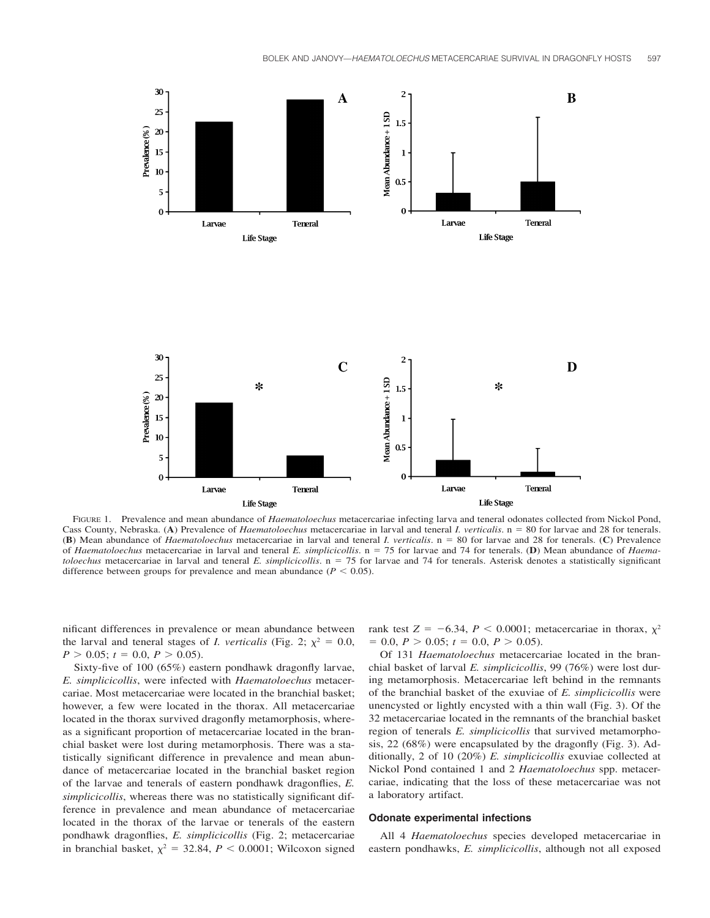A
Prevalence (%)
30
25
20
15
10
5
0
Larvae
Teneral
Life Stage

B
Mean Abundance + 1 SD
2
1.5
1
0.5
0
Larvae
Teneral
Life Stage

C
*
Prevalence (%)
30
25
20
15
10
5
0
Larvae
Teneral
Life Stage

D
*
Mean Abundance + 1 SD
2
1.5
1
0.5
0
Larvae
Teneral
Life Stage

FIGURE 1. Prevalence and mean abundance of *Haematoloechus* metacercariae infecting larva and teneral odonates collected from Nickol Pond, Cass County, Nebraska. (**A**) Prevalence of *Haematoloechus* metacercariae in larval and teneral *I. verticalis*. n = 80 for larvae and 28 for tenerals. (**B**) Mean abundance of *Haematoloechus* metacercariae in larval and teneral *I. verticalis*. n = 80 for larvae and 28 for tenerals. (**C**) Prevalence of *Haematoloechus* metacercariae in larval and teneral *E. simplicicollis*. n = 75 for larvae and 74 for tenerals. (**D**) Mean abundance of *Haematoloechus* metacercariae in larval and teneral *E. simplicicollis*. n = 75 for larvae and 74 for tenerals. Asterisk denotes a statistically significant difference between groups for prevalence and mean abundance ($P < 0.05$).

nificant differences in prevalence or mean abundance between the larval and teneral stages of *I. verticalis* (Fig. 2; $\chi^2 = 0.0$, $P > 0.05$; $t = 0.0$, $P > 0.05$).

Sixty-five of 100 (65%) eastern pondhawk dragonfly larvae, *E. simplicicollis*, were infected with *Haematoloechus* metacercariae. Most metacercariae were located in the branchial basket; however, a few were located in the thorax. All metacercariae located in the thorax survived dragonfly metamorphosis, whereas a significant proportion of metacercariae located in the branchial basket were lost during metamorphosis. There was a statistically significant difference in prevalence and mean abundance of metacercariae located in the branchial basket region of the larvae and tenerals of eastern pondhawk dragonflies, *E. simplicicollis*, whereas there was no statistically significant difference in prevalence and mean abundance of metacercariae located in the thorax of the larvae or tenerals of the eastern pondhawk dragonflies, *E. simplicicollis* (Fig. 2; metacercariae in branchial basket, $\chi^2 = 32.84$, $P < 0.0001$; Wilcoxon signed rank test $Z = -6.34$, $P < 0.0001$; metacercariae in thorax, $\chi^2 = 0.0$, $P > 0.05$; $t = 0.0$, $P > 0.05$).

Of 131 *Haematoloechus* metacercariae located in the branchial basket of larval *E. simplicicollis*, 99 (76%) were lost during metamorphosis. Metacercariae left behind in the remnants of the branchial basket of the exuviae of *E. simplicicollis* were unencysted or lightly encysted with a thin wall (Fig. 3). Of the 32 metacercariae located in the remnants of the branchial basket region of tenerals *E. simplicicollis* that survived metamorphosis, 22 (68%) were encapsulated by the dragonfly (Fig. 3). Additionally, 2 of 10 (20%) *E. simplicicollis* exuviae collected at Nickol Pond contained 1 and 2 *Haematoloechus* spp. metacercariae, indicating that the loss of these metacercariae was not a laboratory artifact.

### Odonate experimental infections

All 4 *Haematoloechus* species developed metacercariae in eastern pondhawks, *E. simplicicollis*, although not all exposed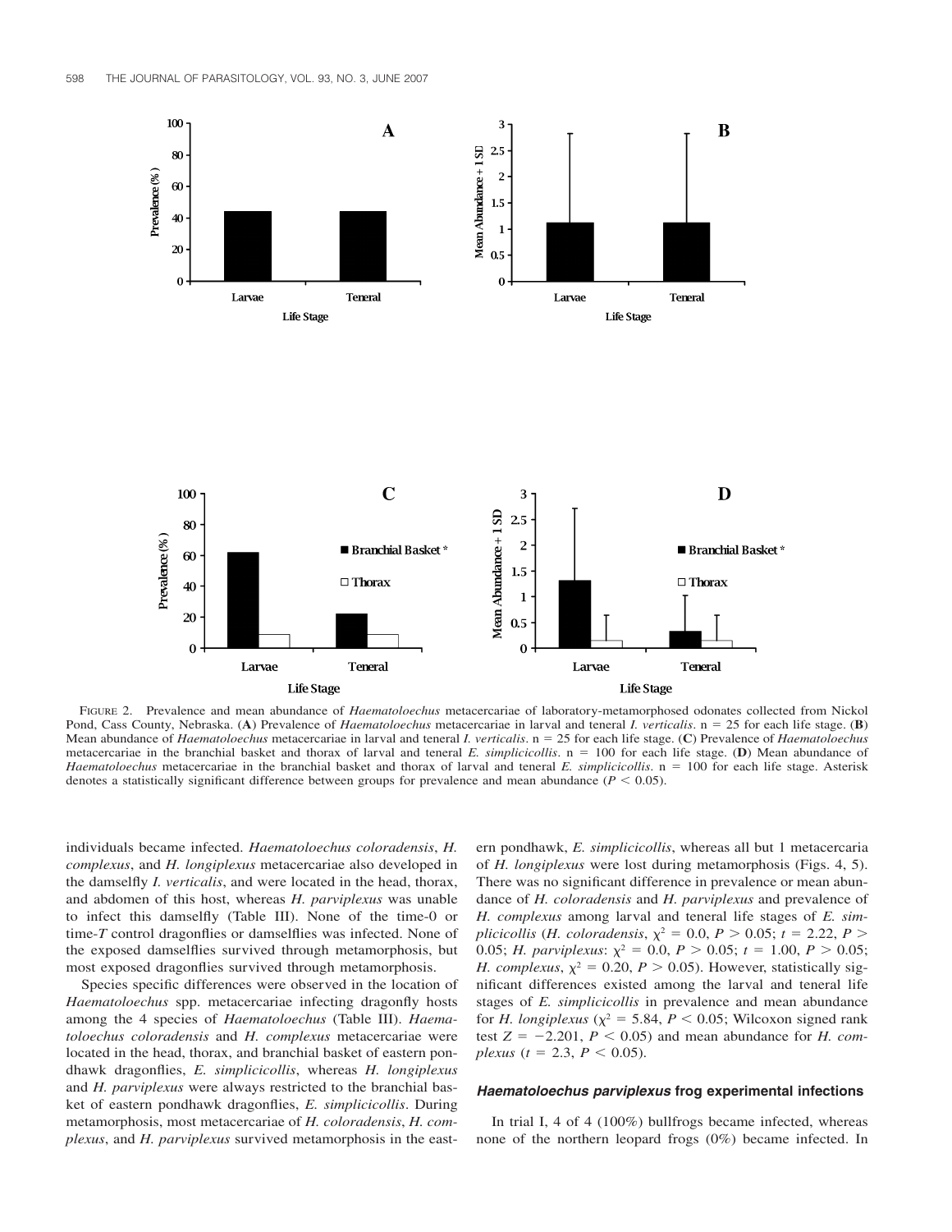A

Prevalence (%)

100
80
60
40
20
0

Larvae Teneral

Life Stage

B

Mean Abundance + 1 SD

3
2.5
2
1.5
1
0.5
0

Larvae Teneral

Life Stage

C

Prevalence (%)

100
80
60
40
20
0

■ Branchial Basket *

□ Thorax

Larvae Teneral

Life Stage

D

Mean Abundance + 1 SD

3
2.5
2
1.5
1
0.5
0

■ Branchial Basket *

□ Thorax

Larvae Teneral

Life Stage

FIGURE 2. Prevalence and mean abundance of *Haematoloechus* metacercariae of laboratory-metamorphosed odonates collected from Nickol Pond, Cass County, Nebraska. (**A**) Prevalence of *Haematoloechus* metacercariae in larval and teneral *I. verticalis*. n = 25 for each life stage. (**B**) Mean abundance of *Haematoloechus* metacercariae in larval and teneral *I. verticalis*. n = 25 for each life stage. (**C**) Prevalence of *Haematoloechus* metacercariae in the branchial basket and thorax of larval and teneral *E. simplicicollis*. n = 100 for each life stage. (**D**) Mean abundance of *Haematoloechus* metacercariae in the branchial basket and thorax of larval and teneral *E. simplicicollis*. n = 100 for each life stage. Asterisk denotes a statistically significant difference between groups for prevalence and mean abundance ($P < 0.05$).

individuals became infected. *Haematoloechus coloradensis*, *H. complexus*, and *H. longiplexus* metacercariae also developed in the damselfly *I. verticalis*, and were located in the head, thorax, and abdomen of this host, whereas *H. parviplexus* was unable to infect this damselfly (Table III). None of the time-0 or time-*T* control dragonflies or damselflies was infected. None of the exposed damselflies survived through metamorphosis, but most exposed dragonflies survived through metamorphosis.

Species specific differences were observed in the location of *Haematoloechus* spp. metacercariae infecting dragonfly hosts among the 4 species of *Haematoloechus* (Table III). *Haematoloechus coloradensis* and *H. complexus* metacercariae were located in the head, thorax, and branchial basket of eastern pondhawk dragonflies, *E. simplicicollis*, whereas *H. longiplexus* and *H. parviplexus* were always restricted to the branchial basket of eastern pondhawk dragonflies, *E. simplicicollis*. During metamorphosis, most metacercariae of *H. coloradensis*, *H. complexus*, and *H. parviplexus* survived metamorphosis in the eastern pondhawk, *E. simplicicollis*, whereas all but 1 metacercaria of *H. longiplexus* were lost during metamorphosis (Figs. 4, 5). There was no significant difference in prevalence or mean abundance of *H. coloradensis* and *H. parviplexus* and prevalence of *H. complexus* among larval and teneral life stages of *E. simplicicollis* (*H. coloradensis*, $\chi^2 = 0.0$, $P > 0.05$; $t = 2.22$, $P > 0.05$; *H. parviplexus*: $\chi^2 = 0.0$, $P > 0.05$; $t = 1.00$, $P > 0.05$; *H. complexus*, $\chi^2 = 0.20$, $P > 0.05$). However, statistically significant differences existed among the larval and teneral life stages of *E. simplicicollis* in prevalence and mean abundance for *H. longiplexus* ($\chi^2 = 5.84$, $P < 0.05$; Wilcoxon signed rank test $Z = -2.201$, $P < 0.05$) and mean abundance for *H. complexus* ($t = 2.3$, $P < 0.05$).

### *Haematoloechus parviplexus* frog experimental infections

In trial I, 4 of 4 (100%) bullfrogs became infected, whereas none of the northern leopard frogs (0%) became infected. In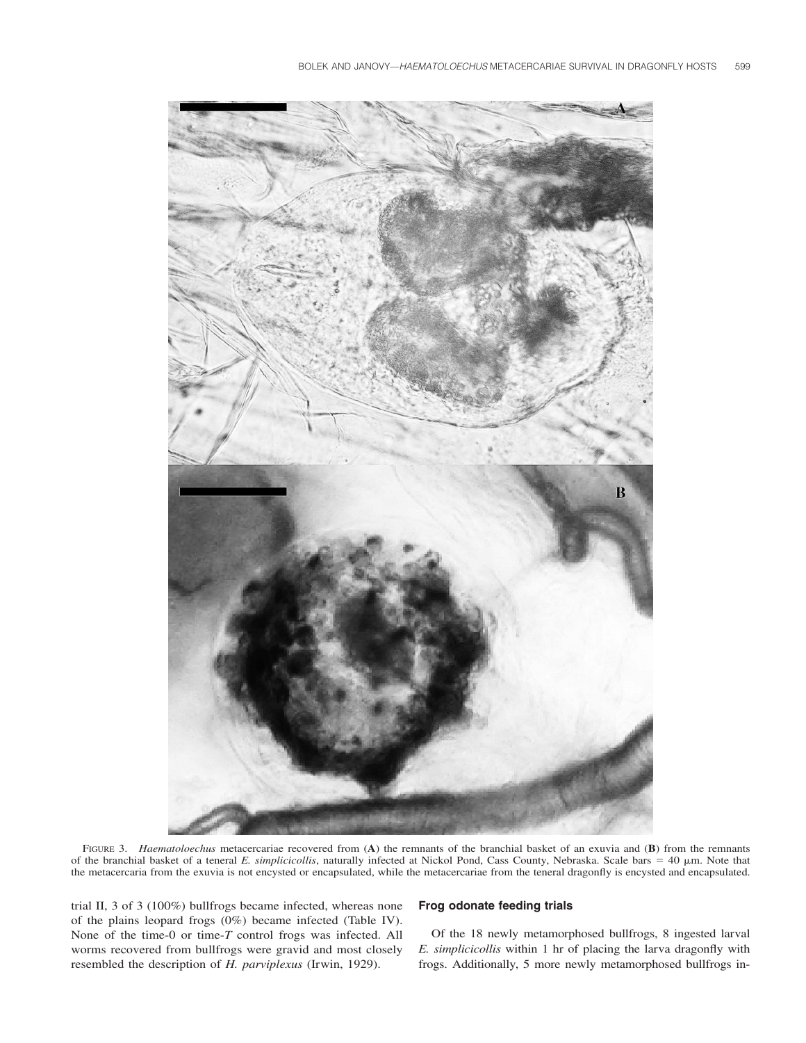FIGURE 3. *Haematoloechus* metacercariae recovered from (**A**) the remnants of the branchial basket of an exuvia and (**B**) from the remnants of the branchial basket of a teneral *E. simplicicollis*, naturally infected at Nickol Pond, Cass County, Nebraska. Scale bars = 40 μm. Note that the metacercaria from the exuvia is not encysted or encapsulated, while the metacercariae from the teneral dragonfly is encysted and encapsulated.

trial II, 3 of 3 (100%) bullfrogs became infected, whereas none of the plains leopard frogs (0%) became infected (Table IV). None of the time-0 or time-*T* control frogs was infected. All worms recovered from bullfrogs were gravid and most closely resembled the description of *H. parviplexus* (Irwin, 1929).

### Frog odonate feeding trials

Of the 18 newly metamorphosed bullfrogs, 8 ingested larval *E. simplicicollis* within 1 hr of placing the larva dragonfly with frogs. Additionally, 5 more newly metamorphosed bullfrogs in-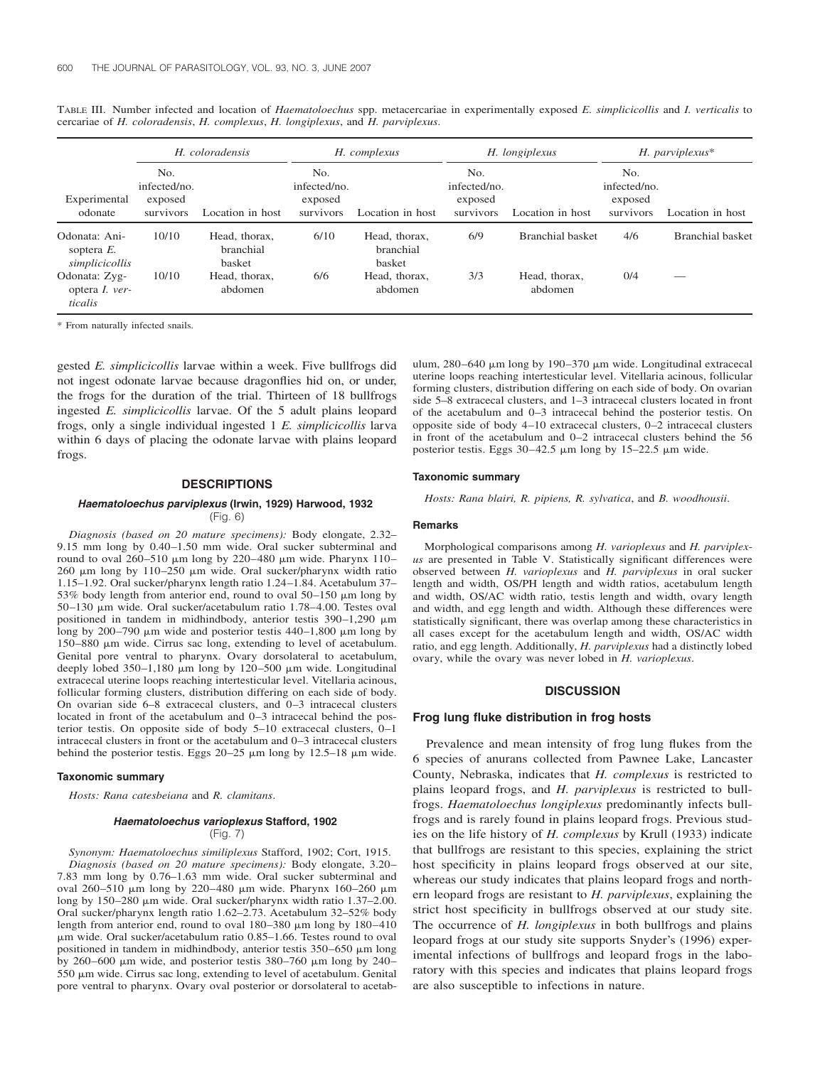TABLE III. Number infected and location of *Haematoloechus* spp. metacercariae in experimentally exposed *E. simplicicollis* and *I. verticalis* to cercariae of *H. coloradensis*, *H. complexus*, *H. longiplexus*, and *H. parviplexus*.

| | *H. coloradensis* | | *H. complexus* | | *H. longiplexus* | | *H. parviplexus** | |
|---|---|---|---|---|---|---|---|---|
| Experimental odonate | No. infected/no. exposed survivors | Location in host | No. infected/no. exposed survivors | Location in host | No. infected/no. exposed survivors | Location in host | No. infected/no. exposed survivors | Location in host |
| Odonata: Anisoptera *E. simplicicollis* | 10/10 | Head, thorax, branchial basket | 6/10 | Head, thorax, branchial basket | 6/9 | Branchial basket | 4/6 | Branchial basket |
| Odonata: Zygoptera *I. verticalis* | 10/10 | Head, thorax, abdomen | 6/6 | Head, thorax, abdomen | 3/3 | Head, thorax, abdomen | 0/4 | — |

\* From naturally infected snails.

gested *E. simplicicollis* larvae within a week. Five bullfrogs did not ingest odonate larvae because dragonflies hid on, or under, the frogs for the duration of the trial. Thirteen of 18 bullfrogs ingested *E. simplicicollis* larvae. Of the 5 adult plains leopard frogs, only a single individual ingested 1 *E. simplicicollis* larva within 6 days of placing the odonate larvae with plains leopard frogs.

## DESCRIPTIONS

### *Haematoloechus parviplexus* (Irwin, 1929) Harwood, 1932
(Fig. 6)

*Diagnosis (based on 20 mature specimens):* Body elongate, 2.32–9.15 mm long by 0.40–1.50 mm wide. Oral sucker subterminal and round to oval 260–510 μm long by 220–480 μm wide. Pharynx 110–260 μm long by 110–250 μm wide. Oral sucker/pharynx width ratio 1.15–1.92. Oral sucker/pharynx length ratio 1.24–1.84. Acetabulum 37–53% body length from anterior end, round to oval 50–150 μm long by 50–130 μm wide. Oral sucker/acetabulum ratio 1.78–4.00. Testes oval positioned in tandem in midhindbody, anterior testis 390–1,290 μm long by 200–790 μm wide and posterior testis 440–1,800 μm long by 150–880 μm wide. Cirrus sac long, extending to level of acetabulum. Genital pore ventral to pharynx. Ovary dorsolateral to acetabulum, deeply lobed 350–1,180 μm long by 120–500 μm wide. Longitudinal extracecal uterine loops reaching intertesticular level. Vitellaria acinous, follicular forming clusters, distribution differing on each side of body. On ovarian side 6–8 extracecal clusters, and 0–3 intracecal clusters located in front of the acetabulum and 0–3 intracecal behind the posterior testis. On opposite side of body 5–10 extracecal clusters, 0–1 intracecal clusters in front or the acetabulum and 0–3 intracecal clusters behind the posterior testis. Eggs 20–25 μm long by 12.5–18 μm wide.

#### Taxonomic summary

*Hosts: Rana catesbeiana* and *R. clamitans*.

### *Haematoloechus varioplexus* Stafford, 1902
(Fig. 7)

*Synonym: Haematoloechus similiplexus* Stafford, 1902; Cort, 1915.

*Diagnosis (based on 20 mature specimens):* Body elongate, 3.20–7.83 mm long by 0.76–1.63 mm wide. Oral sucker subterminal and oval 260–510 μm long by 220–480 μm wide. Pharynx 160–260 μm long by 150–280 μm wide. Oral sucker/pharynx width ratio 1.37–2.00. Oral sucker/pharynx length ratio 1.62–2.73. Acetabulum 32–52% body length from anterior end, round to oval 180–380 μm long by 180–410 μm wide. Oral sucker/acetabulum ratio 0.85–1.66. Testes round to oval positioned in tandem in midhindbody, anterior testis 350–650 μm long by 260–600 μm wide, and posterior testis 380–760 μm long by 240–550 μm wide. Cirrus sac long, extending to level of acetabulum. Genital pore ventral to pharynx. Ovary oval posterior or dorsolateral to acetabulum, 280–640 μm long by 190–370 μm wide. Longitudinal extracecal uterine loops reaching intertesticular level. Vitellaria acinous, follicular forming clusters, distribution differing on each side of body. On ovarian side 5–8 extracecal clusters, and 1–3 intracecal clusters located in front of the acetabulum and 0–3 intracecal behind the posterior testis. On opposite side of body 4–10 extracecal clusters, 0–2 intracecal clusters in front of the acetabulum and 0–2 intracecal clusters behind the 56 posterior testis. Eggs 30–42.5 μm long by 15–22.5 μm wide.

#### Taxonomic summary

*Hosts: Rana blairi, R. pipiens, R. sylvatica*, and *B. woodhousii*.

#### Remarks

Morphological comparisons among *H. varioplexus* and *H. parviplexus* are presented in Table V. Statistically significant differences were observed between *H. varioplexus* and *H. parviplexus* in oral sucker length and width, OS/PH length and width ratios, acetabulum length and width, OS/AC width ratio, testis length and width, ovary length and width, and egg length and width. Although these differences were statistically significant, there was overlap among these characteristics in all cases except for the acetabulum length and width, OS/AC width ratio, and egg length. Additionally, *H. parviplexus* had a distinctly lobed ovary, while the ovary was never lobed in *H. varioplexus*.

## DISCUSSION

### Frog lung fluke distribution in frog hosts

Prevalence and mean intensity of frog lung flukes from the 6 species of anurans collected from Pawnee Lake, Lancaster County, Nebraska, indicates that *H. complexus* is restricted to plains leopard frogs, and *H. parviplexus* is restricted to bullfrogs. *Haematoloechus longiplexus* predominantly infects bullfrogs and is rarely found in plains leopard frogs. Previous studies on the life history of *H. complexus* by Krull (1933) indicate that bullfrogs are resistant to this species, explaining the strict host specificity in plains leopard frogs observed at our site, whereas our study indicates that plains leopard frogs and northern leopard frogs are resistant to *H. parviplexus*, explaining the strict host specificity in bullfrogs observed at our study site. The occurrence of *H. longiplexus* in both bullfrogs and plains leopard frogs at our study site supports Snyder's (1996) experimental infections of bullfrogs and leopard frogs in the laboratory with this species and indicates that plains leopard frogs are also susceptible to infections in nature.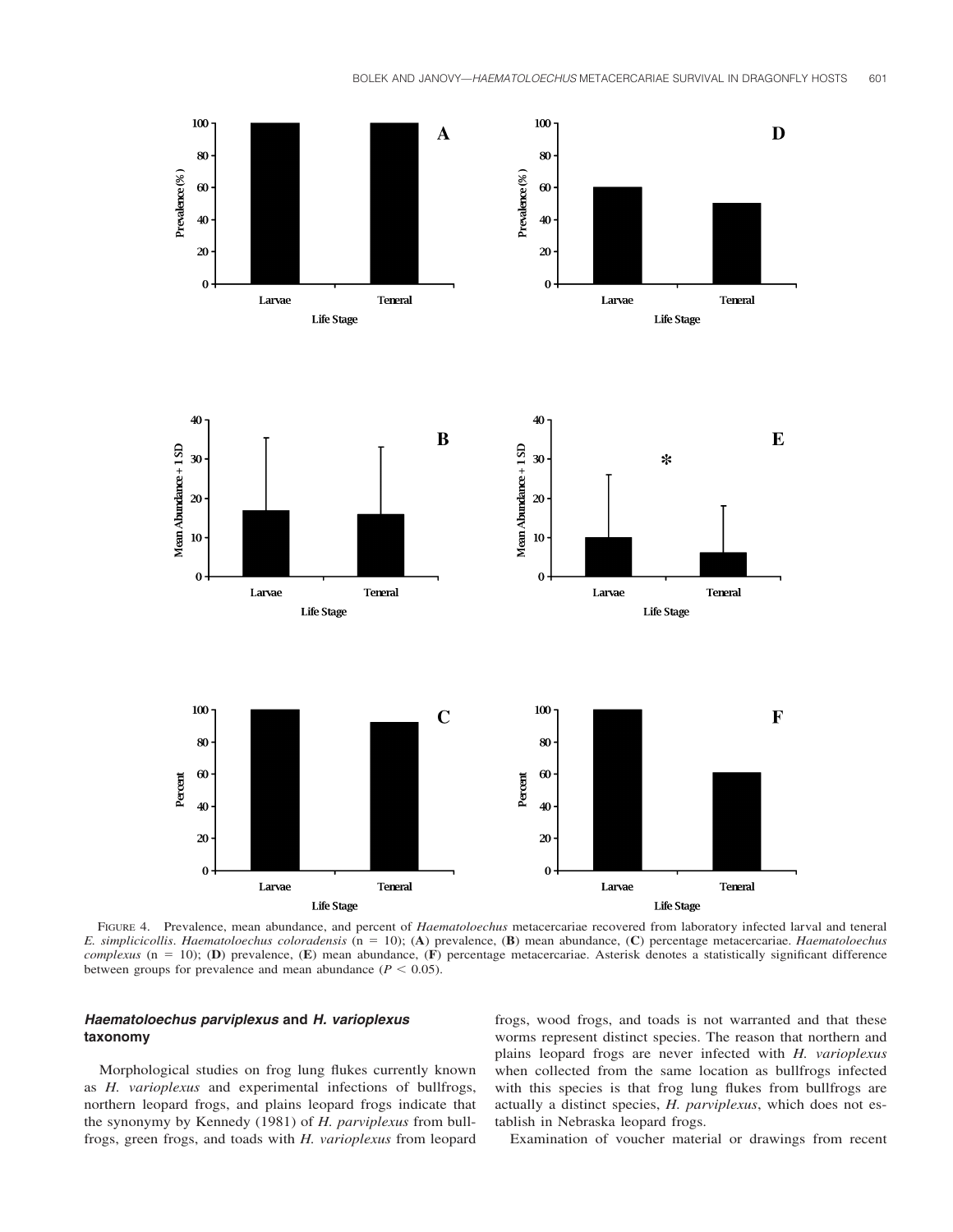100
80
60
40
20
0
Prevalence (%)
Larvae
Teneral
Life Stage
A

100
80
60
40
20
0
Prevalence (%)
Larvae
Teneral
Life Stage
D

40
30
20
10
0
Mean Abundance + 1 SD
Larvae
Teneral
Life Stage
B

40
30
20
10
0
Mean Abundance + 1 SD
*
Larvae
Teneral
Life Stage
E

100
80
60
40
20
0
Percent
Larvae
Teneral
Life Stage
C

100
80
60
40
20
0
Percent
Larvae
Teneral
Life Stage
F

FIGURE 4. Prevalence, mean abundance, and percent of *Haematoloechus* metacercariae recovered from laboratory infected larval and teneral *E. simplicicollis*. *Haematoloechus coloradensis* (n = 10); (**A**) prevalence, (**B**) mean abundance, (**C**) percentage metacercariae. *Haematoloechus complexus* (n = 10); (**D**) prevalence, (**E**) mean abundance, (**F**) percentage metacercariae. Asterisk denotes a statistically significant difference between groups for prevalence and mean abundance ($P < 0.05$).

### *Haematoloechus parviplexus* and *H. varioplexus* taxonomy

Morphological studies on frog lung flukes currently known as *H. varioplexus* and experimental infections of bullfrogs, northern leopard frogs, and plains leopard frogs indicate that the synonymy by Kennedy (1981) of *H. parviplexus* from bullfrogs, green frogs, and toads with *H. varioplexus* from leopard frogs, wood frogs, and toads is not warranted and that these worms represent distinct species. The reason that northern and plains leopard frogs are never infected with *H. varioplexus* when collected from the same location as bullfrogs infected with this species is that frog lung flukes from bullfrogs are actually a distinct species, *H. parviplexus*, which does not establish in Nebraska leopard frogs.

Examination of voucher material or drawings from recent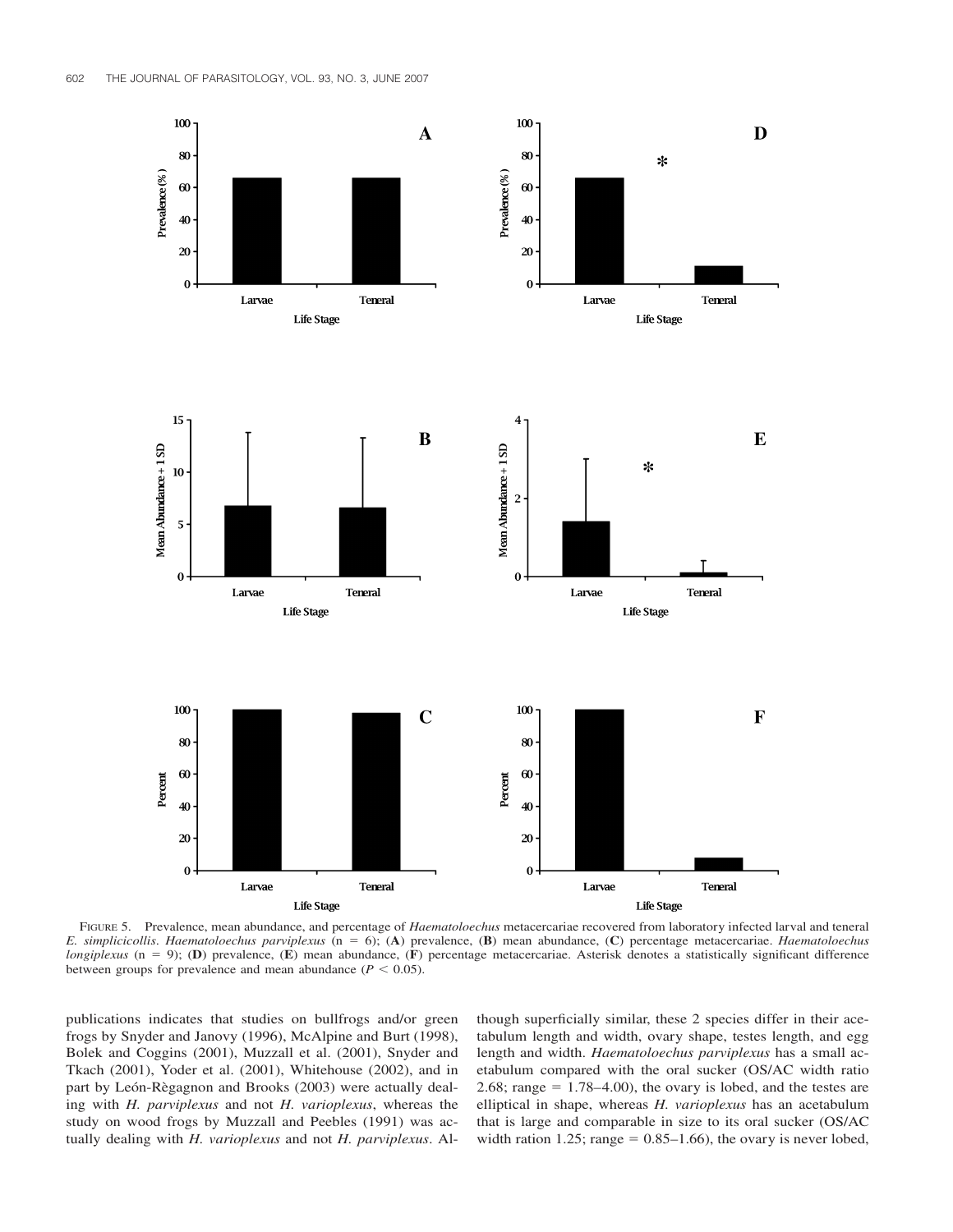100
80
60
40
20
0
Prevalence (%)
Larvae
Teneral
Life Stage
A

100
80
60
40
20
0
Prevalence (%)
*
Larvae
Teneral
Life Stage
D

15
10
5
0
Mean Abundance + 1 SD
Larvae
Teneral
Life Stage
B

4
2
0
Mean Abundance + 1 SD
*
Larvae
Teneral
Life Stage
E

100
80
60
40
20
0
Percent
Larvae
Teneral
Life Stage
C

100
80
60
40
20
0
Percent
Larvae
Teneral
Life Stage
F

FIGURE 5. Prevalence, mean abundance, and percentage of *Haematoloechus* metacercariae recovered from laboratory infected larval and teneral *E. simplicicollis*. *Haematoloechus parviplexus* (n = 6); (**A**) prevalence, (**B**) mean abundance, (**C**) percentage metacercariae. *Haematoloechus longiplexus* (n = 9); (**D**) prevalence, (**E**) mean abundance, (**F**) percentage metacercariae. Asterisk denotes a statistically significant difference between groups for prevalence and mean abundance ($P < 0.05$).

publications indicates that studies on bullfrogs and/or green frogs by Snyder and Janovy (1996), McAlpine and Burt (1998), Bolek and Coggins (2001), Muzzall et al. (2001), Snyder and Tkach (2001), Yoder et al. (2001), Whitehouse (2002), and in part by León-Règagnon and Brooks (2003) were actually dealing with *H. parviplexus* and not *H. varioplexus*, whereas the study on wood frogs by Muzzall and Peebles (1991) was actually dealing with *H. varioplexus* and not *H. parviplexus*. Although superficially similar, these 2 species differ in their acetabulum length and width, ovary shape, testes length, and egg length and width. *Haematoloechus parviplexus* has a small acetabulum compared with the oral sucker (OS/AC width ratio 2.68; range = 1.78–4.00), the ovary is lobed, and the testes are elliptical in shape, whereas *H. varioplexus* has an acetabulum that is large and comparable in size to its oral sucker (OS/AC width ration 1.25; range = 0.85–1.66), the ovary is never lobed,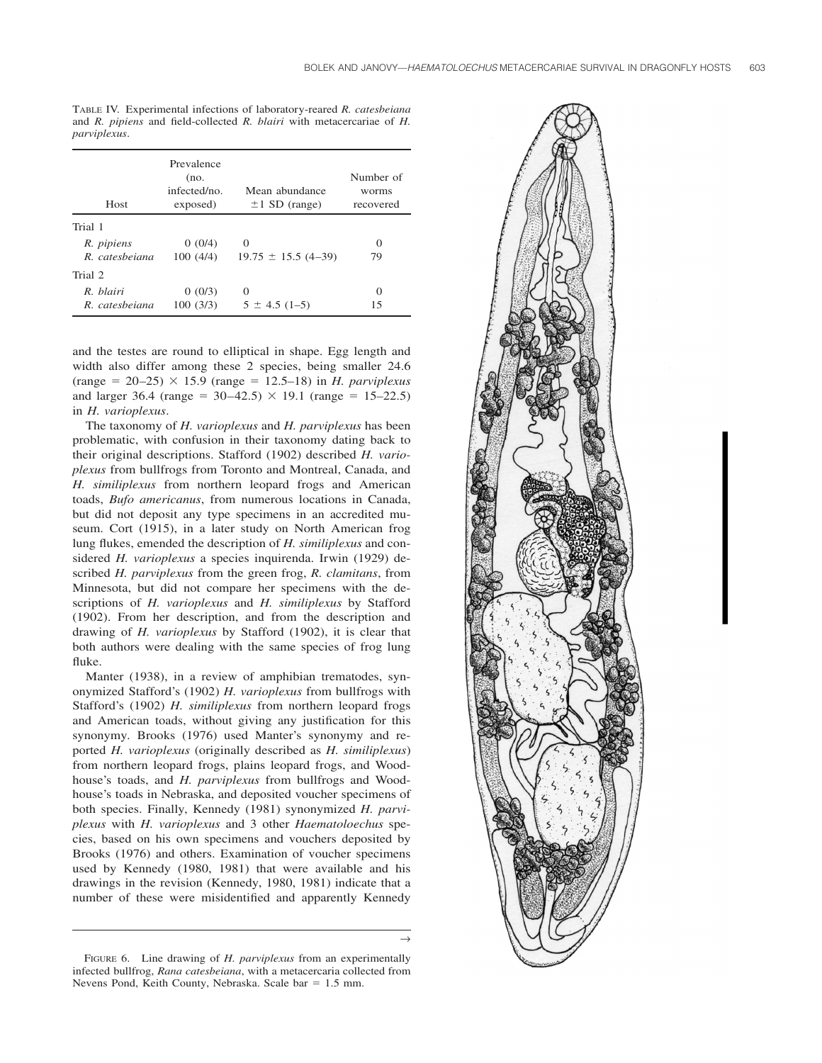TABLE IV. Experimental infections of laboratory-reared *R. catesbeiana* and *R. pipiens* and field-collected *R. blairi* with metacercariae of *H. parviplexus*.

| Host | Prevalence (no. infected/no. exposed) | Mean abundance ±1 SD (range) | Number of worms recovered |
|---|---|---|---|
| Trial 1 | | | |
| *R. pipiens* | 0 (0/4) | 0 | 0 |
| *R. catesbeiana* | 100 (4/4) | 19.75 ± 15.5 (4–39) | 79 |
| Trial 2 | | | |
| *R. blairi* | 0 (0/3) | 0 | 0 |
| *R. catesbeiana* | 100 (3/3) | 5 ± 4.5 (1–5) | 15 |

and the testes are round to elliptical in shape. Egg length and width also differ among these 2 species, being smaller 24.6 (range = 20–25) × 15.9 (range = 12.5–18) in *H. parviplexus* and larger 36.4 (range = 30–42.5) × 19.1 (range = 15–22.5) in *H. varioplexus*.

The taxonomy of *H. varioplexus* and *H. parviplexus* has been problematic, with confusion in their taxonomy dating back to their original descriptions. Stafford (1902) described *H. varioplexus* from bullfrogs from Toronto and Montreal, Canada, and *H. similiplexus* from northern leopard frogs and American toads, *Bufo americanus*, from numerous locations in Canada, but did not deposit any type specimens in an accredited museum. Cort (1915), in a later study on North American frog lung flukes, emended the description of *H. similiplexus* and considered *H. varioplexus* a species inquirenda. Irwin (1929) described *H. parviplexus* from the green frog, *R. clamitans*, from Minnesota, but did not compare her specimens with the descriptions of *H. varioplexus* and *H. similiplexus* by Stafford (1902). From her description, and from the description and drawing of *H. varioplexus* by Stafford (1902), it is clear that both authors were dealing with the same species of frog lung fluke.

Manter (1938), in a review of amphibian trematodes, synonymized Stafford's (1902) *H. varioplexus* from bullfrogs with Stafford's (1902) *H. similiplexus* from northern leopard frogs and American toads, without giving any justification for this synonymy. Brooks (1976) used Manter's synonymy and reported *H. varioplexus* (originally described as *H. similiplexus*) from northern leopard frogs, plains leopard frogs, and Woodhouse's toads, and *H. parviplexus* from bullfrogs and Woodhouse's toads in Nebraska, and deposited voucher specimens of both species. Finally, Kennedy (1981) synonymized *H. parviplexus* with *H. varioplexus* and 3 other *Haematoloechus* species, based on his own specimens and vouchers deposited by Brooks (1976) and others. Examination of voucher specimens used by Kennedy (1980, 1981) that were available and his drawings in the revision (Kennedy, 1980, 1981) indicate that a number of these were misidentified and apparently Kennedy

FIGURE 6. Line drawing of *H. parviplexus* from an experimentally infected bullfrog, *Rana catesbeiana*, with a metacercaria collected from Nevens Pond, Keith County, Nebraska. Scale bar = 1.5 mm.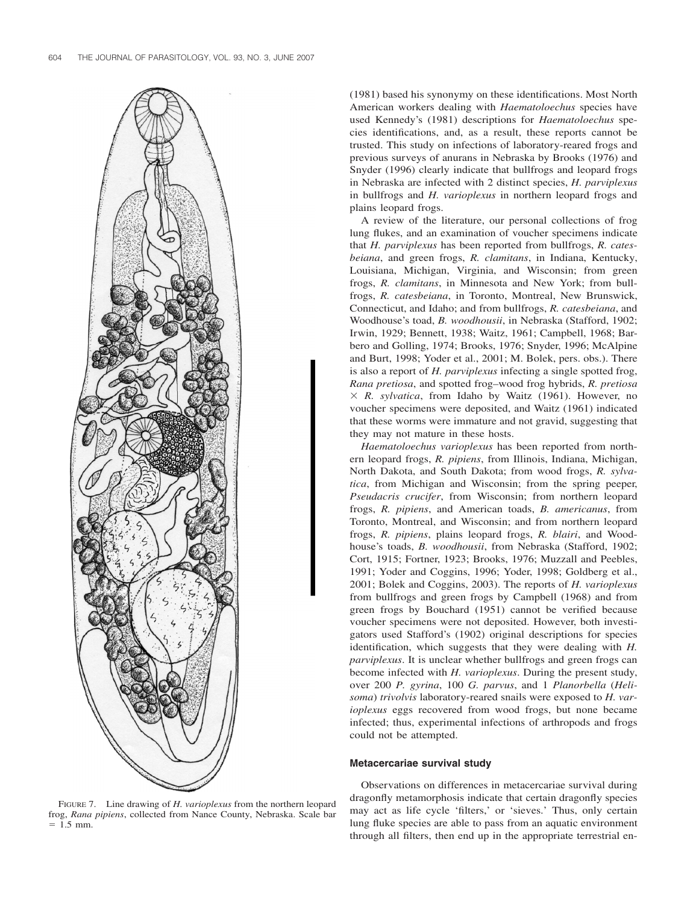FIGURE 7. Line drawing of *H. varioplexus* from the northern leopard frog, *Rana pipiens*, collected from Nance County, Nebraska. Scale bar = 1.5 mm.

(1981) based his synonymy on these identifications. Most North American workers dealing with *Haematoloechus* species have used Kennedy's (1981) descriptions for *Haematoloechus* species identifications, and, as a result, these reports cannot be trusted. This study on infections of laboratory-reared frogs and previous surveys of anurans in Nebraska by Brooks (1976) and Snyder (1996) clearly indicate that bullfrogs and leopard frogs in Nebraska are infected with 2 distinct species, *H. parviplexus* in bullfrogs and *H. varioplexus* in northern leopard frogs and plains leopard frogs.

A review of the literature, our personal collections of frog lung flukes, and an examination of voucher specimens indicate that *H. parviplexus* has been reported from bullfrogs, *R. catesbeiana*, and green frogs, *R. clamitans*, in Indiana, Kentucky, Louisiana, Michigan, Virginia, and Wisconsin; from green frogs, *R. clamitans*, in Minnesota and New York; from bullfrogs, *R. catesbeiana*, in Toronto, Montreal, New Brunswick, Connecticut, and Idaho; and from bullfrogs, *R. catesbeiana*, and Woodhouse's toad, *B. woodhousii*, in Nebraska (Stafford, 1902; Irwin, 1929; Bennett, 1938; Waitz, 1961; Campbell, 1968; Barbero and Golling, 1974; Brooks, 1976; Snyder, 1996; McAlpine and Burt, 1998; Yoder et al., 2001; M. Bolek, pers. obs.). There is also a report of *H. parviplexus* infecting a single spotted frog, *Rana pretiosa*, and spotted frog–wood frog hybrids, *R. pretiosa* × *R. sylvatica*, from Idaho by Waitz (1961). However, no voucher specimens were deposited, and Waitz (1961) indicated that these worms were immature and not gravid, suggesting that they may not mature in these hosts.

*Haematoloechus varioplexus* has been reported from northern leopard frogs, *R. pipiens*, from Illinois, Indiana, Michigan, North Dakota, and South Dakota; from wood frogs, *R. sylvatica*, from Michigan and Wisconsin; from the spring peeper, *Pseudacris crucifer*, from Wisconsin; from northern leopard frogs, *R. pipiens*, and American toads, *B. americanus*, from Toronto, Montreal, and Wisconsin; and from northern leopard frogs, *R. pipiens*, plains leopard frogs, *R. blairi*, and Woodhouse's toads, *B. woodhousii*, from Nebraska (Stafford, 1902; Cort, 1915; Fortner, 1923; Brooks, 1976; Muzzall and Peebles, 1991; Yoder and Coggins, 1996; Yoder, 1998; Goldberg et al., 2001; Bolek and Coggins, 2003). The reports of *H. varioplexus* from bullfrogs and green frogs by Campbell (1968) and from green frogs by Bouchard (1951) cannot be verified because voucher specimens were not deposited. However, both investigators used Stafford's (1902) original descriptions for species identification, which suggests that they were dealing with *H. parviplexus*. It is unclear whether bullfrogs and green frogs can become infected with *H. varioplexus*. During the present study, over 200 *P. gyrina*, 100 *G. parvus*, and 1 *Planorbella* (*Helisoma*) *trivolvis* laboratory-reared snails were exposed to *H. varioplexus* eggs recovered from wood frogs, but none became infected; thus, experimental infections of arthropods and frogs could not be attempted.

### Metacercariae survival study

Observations on differences in metacercariae survival during dragonfly metamorphosis indicate that certain dragonfly species may act as life cycle 'filters,' or 'sieves.' Thus, only certain lung fluke species are able to pass from an aquatic environment through all filters, then end up in the appropriate terrestrial en-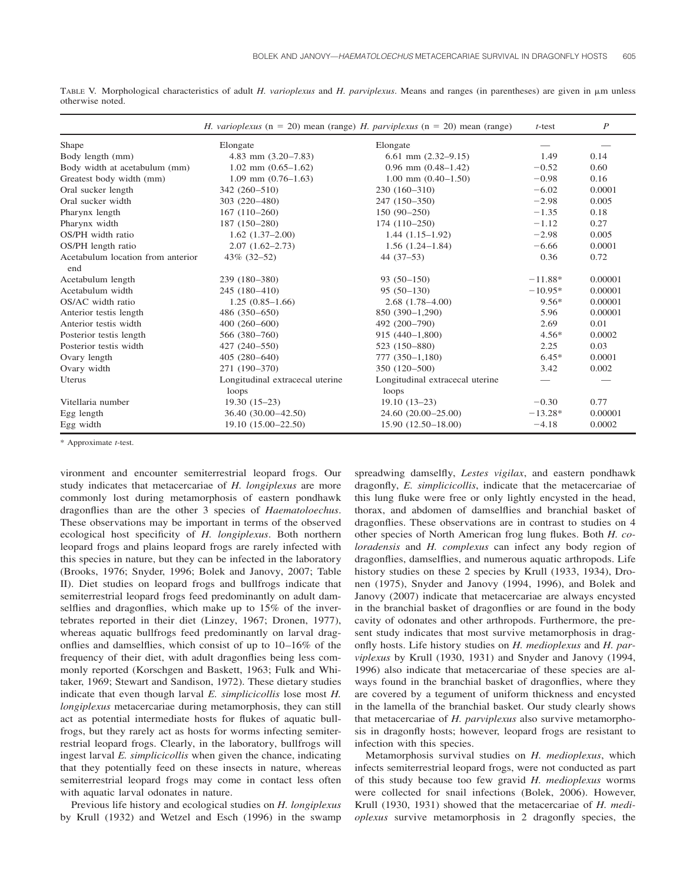TABLE V. Morphological characteristics of adult *H. varioplexus* and *H. parviplexus*. Means and ranges (in parentheses) are given in μm unless otherwise noted.

| | *H. varioplexus* (n = 20) mean (range) | *H. parviplexus* (n = 20) mean (range) | *t*-test | *P* |
|---|---|---|---|---|
| Shape | Elongate | Elongate | — | — |
| Body length (mm) | 4.83 mm (3.20–7.83) | 6.61 mm (2.32–9.15) | 1.49 | 0.14 |
| Body width at acetabulum (mm) | 1.02 mm (0.65–1.62) | 0.96 mm (0.48–1.42) | −0.52 | 0.60 |
| Greatest body width (mm) | 1.09 mm (0.76–1.63) | 1.00 mm (0.40–1.50) | −0.98 | 0.16 |
| Oral sucker length | 342 (260–510) | 230 (160–310) | −6.02 | 0.0001 |
| Oral sucker width | 303 (220–480) | 247 (150–350) | −2.98 | 0.005 |
| Pharynx length | 167 (110–260) | 150 (90–250) | −1.35 | 0.18 |
| Pharynx width | 187 (150–280) | 174 (110–250) | −1.12 | 0.27 |
| OS/PH width ratio | 1.62 (1.37–2.00) | 1.44 (1.15–1.92) | −2.98 | 0.005 |
| OS/PH length ratio | 2.07 (1.62–2.73) | 1.56 (1.24–1.84) | −6.66 | 0.0001 |
| Acetabulum location from anterior end | 43% (32–52) | 44 (37–53) | 0.36 | 0.72 |
| Acetabulum length | 239 (180–380) | 93 (50–150) | −11.88* | 0.00001 |
| Acetabulum width | 245 (180–410) | 95 (50–130) | −10.95* | 0.00001 |
| OS/AC width ratio | 1.25 (0.85–1.66) | 2.68 (1.78–4.00) | 9.56* | 0.00001 |
| Anterior testis length | 486 (350–650) | 850 (390–1,290) | 5.96 | 0.00001 |
| Anterior testis width | 400 (260–600) | 492 (200–790) | 2.69 | 0.01 |
| Posterior testis length | 566 (380–760) | 915 (440–1,800) | 4.56* | 0.0002 |
| Posterior testis width | 427 (240–550) | 523 (150–880) | 2.25 | 0.03 |
| Ovary length | 405 (280–640) | 777 (350–1,180) | 6.45* | 0.0001 |
| Ovary width | 271 (190–370) | 350 (120–500) | 3.42 | 0.002 |
| Uterus | Longitudinal extracecal uterine loops | Longitudinal extracecal uterine loops | — | — |
| Vitellaria number | 19.30 (15–23) | 19.10 (13–23) | −0.30 | 0.77 |
| Egg length | 36.40 (30.00–42.50) | 24.60 (20.00–25.00) | −13.28* | 0.00001 |
| Egg width | 19.10 (15.00–22.50) | 15.90 (12.50–18.00) | −4.18 | 0.0002 |

\* Approximate *t*-test.

vironment and encounter semiterrestrial leopard frogs. Our study indicates that metacercariae of *H. longiplexus* are more commonly lost during metamorphosis of eastern pondhawk dragonflies than are the other 3 species of *Haematoloechus*. These observations may be important in terms of the observed ecological host specificity of *H. longiplexus*. Both northern leopard frogs and plains leopard frogs are rarely infected with this species in nature, but they can be infected in the laboratory (Brooks, 1976; Snyder, 1996; Bolek and Janovy, 2007; Table II). Diet studies on leopard frogs and bullfrogs indicate that semiterrestrial leopard frogs feed predominantly on adult damselflies and dragonflies, which make up to 15% of the invertebrates reported in their diet (Linzey, 1967; Dronen, 1977), whereas aquatic bullfrogs feed predominantly on larval dragonflies and damselflies, which consist of up to 10–16% of the frequency of their diet, with adult dragonflies being less commonly reported (Korschgen and Baskett, 1963; Fulk and Whitaker, 1969; Stewart and Sandison, 1972). These dietary studies indicate that even though larval *E. simplicicollis* lose most *H. longiplexus* metacercariae during metamorphosis, they can still act as potential intermediate hosts for flukes of aquatic bullfrogs, but they rarely act as hosts for worms infecting semiterrestrial leopard frogs. Clearly, in the laboratory, bullfrogs will ingest larval *E. simplicicollis* when given the chance, indicating that they potentially feed on these insects in nature, whereas semiterrestrial leopard frogs may come in contact less often with aquatic larval odonates in nature.

Previous life history and ecological studies on *H. longiplexus* by Krull (1932) and Wetzel and Esch (1996) in the swamp spreadwing damselfly, *Lestes vigilax*, and eastern pondhawk dragonfly, *E. simplicicollis*, indicate that the metacercariae of this lung fluke were free or only lightly encysted in the head, thorax, and abdomen of damselflies and branchial basket of dragonflies. These observations are in contrast to studies on 4 other species of North American frog lung flukes. Both *H. coloradensis* and *H. complexus* can infect any body region of dragonflies, damselflies, and numerous aquatic arthropods. Life history studies on these 2 species by Krull (1933, 1934), Dronen (1975), Snyder and Janovy (1994, 1996), and Bolek and Janovy (2007) indicate that metacercariae are always encysted in the branchial basket of dragonflies or are found in the body cavity of odonates and other arthropods. Furthermore, the present study indicates that most survive metamorphosis in dragonfly hosts. Life history studies on *H. medioplexus* and *H. parviplexus* by Krull (1930, 1931) and Snyder and Janovy (1994, 1996) also indicate that metacercariae of these species are always found in the branchial basket of dragonflies, where they are covered by a tegument of uniform thickness and encysted in the lamella of the branchial basket. Our study clearly shows that metacercariae of *H. parviplexus* also survive metamorphosis in dragonfly hosts; however, leopard frogs are resistant to infection with this species.

Metamorphosis survival studies on *H. medioplexus*, which infects semiterrestrial leopard frogs, were not conducted as part of this study because too few gravid *H. medioplexus* worms were collected for snail infections (Bolek, 2006). However, Krull (1930, 1931) showed that the metacercariae of *H. medioplexus* survive metamorphosis in 2 dragonfly species, the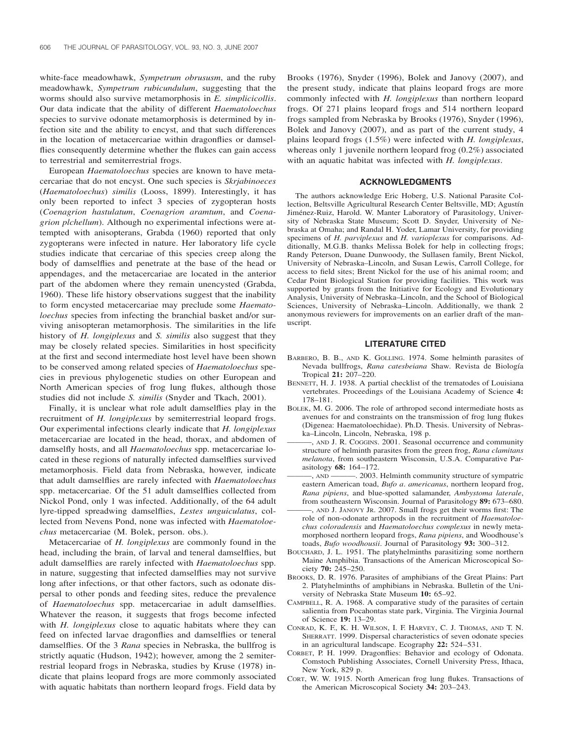white-face meadowhawk, *Sympetrum obrususm*, and the ruby meadowhawk, *Sympetrum rubicundulum*, suggesting that the worms should also survive metamorphosis in *E. simplicicollis*. Our data indicate that the ability of different *Haematoloechus* species to survive odonate metamorphosis is determined by infection site and the ability to encyst, and that such differences in the location of metacercariae within dragonflies or damselflies consequently determine whether the flukes can gain access to terrestrial and semiterrestrial frogs.

European *Haematoloechus* species are known to have metacercariae that do not encyst. One such species is *Skrjabinoeces* (*Haematoloechus*) *similis* (Looss, 1899). Interestingly, it has only been reported to infect 3 species of zygopteran hosts (*Coenagrion hastulatum*, *Coenagrion aramtum*, and *Coenagrion plchellum*). Although no experimental infections were attempted with anisopterans, Grabda (1960) reported that only zygopterans were infected in nature. Her laboratory life cycle studies indicate that cercariae of this species creep along the body of damselflies and penetrate at the base of the head or appendages, and the metacercariae are located in the anterior part of the abdomen where they remain unencysted (Grabda, 1960). These life history observations suggest that the inability to form encysted metacercariae may preclude some *Haematoloechus* species from infecting the branchial basket and/or surviving anisopteran metamorphosis. The similarities in the life history of *H. longiplexus* and *S. similis* also suggest that they may be closely related species. Similarities in host specificity at the first and second intermediate host level have been shown to be conserved among related species of *Haematoloechus* species in previous phylogenetic studies on other European and North American species of frog lung flukes, although those studies did not include *S. similis* (Snyder and Tkach, 2001).

Finally, it is unclear what role adult damselflies play in the recruitment of *H. longiplexus* by semiterrestrial leopard frogs. Our experimental infections clearly indicate that *H. longiplexus* metacercariae are located in the head, thorax, and abdomen of damselfly hosts, and all *Haematoloechus* spp. metacercariae located in these regions of naturally infected damselflies survived metamorphosis. Field data from Nebraska, however, indicate that adult damselflies are rarely infected with *Haematoloechus* spp. metacercariae. Of the 51 adult damselflies collected from Nickol Pond, only 1 was infected. Additionally, of the 64 adult lyre-tipped spreadwing damselflies, *Lestes unguiculatus*, collected from Nevens Pond, none was infected with *Haematoloechus* metacercariae (M. Bolek, person. obs.).

Metacercariae of *H. longiplexus* are commonly found in the head, including the brain, of larval and teneral damselflies, but adult damselflies are rarely infected with *Haematoloechus* spp. in nature, suggesting that infected damselflies may not survive long after infections, or that other factors, such as odonate dispersal to other ponds and feeding sites, reduce the prevalence of *Haematoloechus* spp. metacercariae in adult damselflies. Whatever the reason, it suggests that frogs become infected with *H. longiplexus* close to aquatic habitats where they can feed on infected larvae dragonflies and damselflies or teneral damselflies. Of the 3 *Rana* species in Nebraska, the bullfrog is strictly aquatic (Hudson, 1942); however, among the 2 semiterrestrial leopard frogs in Nebraska, studies by Kruse (1978) indicate that plains leopard frogs are more commonly associated with aquatic habitats than northern leopard frogs. Field data by Brooks (1976), Snyder (1996), Bolek and Janovy (2007), and the present study, indicate that plains leopard frogs are more commonly infected with *H. longiplexus* than northern leopard frogs. Of 271 plains leopard frogs and 514 northern leopard frogs sampled from Nebraska by Brooks (1976), Snyder (1996), Bolek and Janovy (2007), and as part of the current study, 4 plains leopard frogs (1.5%) were infected with *H. longiplexus*, whereas only 1 juvenile northern leopard frog (0.2%) associated with an aquatic habitat was infected with *H. longiplexus*.

## ACKNOWLEDGMENTS

The authors acknowledge Eric Hoberg, U.S. National Parasite Collection, Beltsville Agricultural Research Center Beltsville, MD; Agustín Jiménez-Ruiz, Harold. W. Manter Laboratory of Parasitology, University of Nebraska State Museum; Scott D. Snyder, University of Nebraska at Omaha; and Randal H. Yoder, Lamar University, for providing specimens of *H. parviplexus* and *H. varioplexus* for comparisons. Additionally, M.G.B. thanks Melissa Bolek for help in collecting frogs; Randy Peterson, Duane Dunwoody, the Sullasen family, Brent Nickol, University of Nebraska–Lincoln, and Susan Lewis, Carroll College, for access to field sites; Brent Nickol for the use of his animal room; and Cedar Point Biological Station for providing facilities. This work was supported by grants from the Initiative for Ecology and Evolutionary Analysis, University of Nebraska–Lincoln, and the School of Biological Sciences, University of Nebraska–Lincoln. Additionally, we thank 2 anonymous reviewers for improvements on an earlier draft of the manuscript.

## LITERATURE CITED

BARBERO, B. B., AND K. GOLLING. 1974. Some helminth parasites of Nevada bullfrogs, *Rana catesbeiana* Shaw. Revista de Biología Tropical **21:** 207–220.

BENNETT, H. J. 1938. A partial checklist of the trematodes of Louisiana vertebrates. Proceedings of the Louisiana Academy of Science **4:** 178–181.

BOLEK, M. G. 2006. The role of arthropod second intermediate hosts as avenues for and constraints on the transmission of frog lung flukes (Digenea: Haematoloechidae). Ph.D. Thesis. University of Nebraska–Lincoln, Lincoln, Nebraska, 198 p.

———, AND J. R. COGGINS. 2001. Seasonal occurrence and community structure of helminth parasites from the green frog, *Rana clamitans melanota*, from southeastern Wisconsin, U.S.A. Comparative Parasitology **68:** 164–172.

———, AND ———. 2003. Helminth community structure of sympatric eastern American toad, *Bufo a. americanus*, northern leopard frog, *Rana pipiens*, and blue-spotted salamander, *Ambystoma laterale*, from southeastern Wisconsin. Journal of Parasitology **89:** 673–680.

———, AND J. JANOVY JR. 2007. Small frogs get their worms first: The role of non-odonate arthropods in the recruitment of *Haematoloechus coloradensis* and *Haematoloechus complexus* in newly metamorphosed northern leopard frogs, *Rana pipiens*, and Woodhouse's toads, *Bufo woodhousii*. Journal of Parasitology **93:** 300–312.

BOUCHARD, J. L. 1951. The platyhelminths parasitizing some northern Maine Amphibia. Transactions of the American Microscopical Society **70:** 245–250.

BROOKS, D. R. 1976. Parasites of amphibians of the Great Plains: Part 2. Platyhelminths of amphibians in Nebraska. Bulletin of the University of Nebraska State Museum **10:** 65–92.

CAMPBELL, R. A. 1968. A comparative study of the parasites of certain salientia from Pocahontas state park, Virginia. The Virginia Journal of Science **19:** 13–29.

CONRAD, K. F., K. H. WILSON, I. F. HARVEY, C. J. THOMAS, AND T. N. SHERRATT. 1999. Dispersal characteristics of seven odonate species in an agricultural landscape. Ecography **22:** 524–531.

CORBET, P. H. 1999. Dragonflies: Behavior and ecology of Odonata. Comstoch Publishing Associates, Cornell University Press, Ithaca, New York, 829 p.

CORT, W. W. 1915. North American frog lung flukes. Transactions of the American Microscopical Society **34:** 203–243.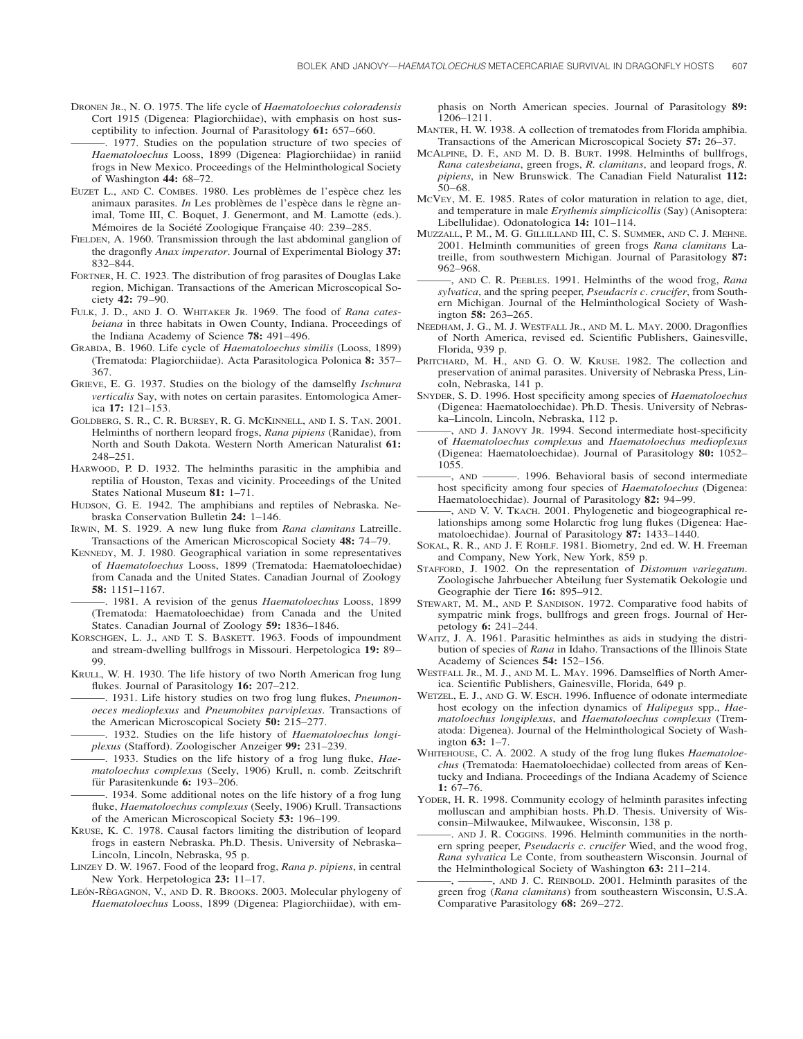DRONEN JR., N. O. 1975. The life cycle of *Haematoloechus coloradensis* Cort 1915 (Digenea: Plagiorchiidae), with emphasis on host susceptibility to infection. Journal of Parasitology **61:** 657–660.

———. 1977. Studies on the population structure of two species of *Haematoloechus* Looss, 1899 (Digenea: Plagiorchiidae) in raniid frogs in New Mexico. Proceedings of the Helminthological Society of Washington **44:** 68–72.

EUZET L., AND C. COMBES. 1980. Les problèmes de l'espèce chez les animaux parasites. *In* Les problèmes de l'espèce dans le règne animal, Tome III, C. Boquet, J. Genermont, and M. Lamotte (eds.). Mémoires de la Société Zoologique Française 40: 239–285.

FIELDEN, A. 1960. Transmission through the last abdominal ganglion of the dragonfly *Anax imperator*. Journal of Experimental Biology **37:** 832–844.

FORTNER, H. C. 1923. The distribution of frog parasites of Douglas Lake region, Michigan. Transactions of the American Microscopical Society **42:** 79–90.

FULK, J. D., AND J. O. WHITAKER JR. 1969. The food of *Rana catesbeiana* in three habitats in Owen County, Indiana. Proceedings of the Indiana Academy of Science **78:** 491–496.

GRABDA, B. 1960. Life cycle of *Haematoloechus similis* (Looss, 1899) (Trematoda: Plagiorchiidae). Acta Parasitologica Polonica **8:** 357–367.

GRIEVE, E. G. 1937. Studies on the biology of the damselfly *Ischnura verticalis* Say, with notes on certain parasites. Entomologica America **17:** 121–153.

GOLDBERG, S. R., C. R. BURSEY, R. G. MCKINNELL, AND I. S. TAN. 2001. Helminths of northern leopard frogs, *Rana pipiens* (Ranidae), from North and South Dakota. Western North American Naturalist **61:** 248–251.

HARWOOD, P. D. 1932. The helminths parasitic in the amphibia and reptilia of Houston, Texas and vicinity. Proceedings of the United States National Museum **81:** 1–71.

HUDSON, G. E. 1942. The amphibians and reptiles of Nebraska. Nebraska Conservation Bulletin **24:** 1–146.

IRWIN, M. S. 1929. A new lung fluke from *Rana clamitans* Latreille. Transactions of the American Microscopical Society **48:** 74–79.

KENNEDY, M. J. 1980. Geographical variation in some representatives of *Haematoloechus* Looss, 1899 (Trematoda: Haematoloechidae) from Canada and the United States. Canadian Journal of Zoology **58:** 1151–1167.

———. 1981. A revision of the genus *Haematoloechus* Looss, 1899 (Trematoda: Haematoloechidae) from Canada and the United States. Canadian Journal of Zoology **59:** 1836–1846.

KORSCHGEN, L. J., AND T. S. BASKETT. 1963. Foods of impoundment and stream-dwelling bullfrogs in Missouri. Herpetologica **19:** 89–99.

KRULL, W. H. 1930. The life history of two North American frog lung flukes. Journal of Parasitology **16:** 207–212.

———. 1931. Life history studies on two frog lung flukes, *Pneumonoeces medioplexus* and *Pneumobites parviplexus*. Transactions of the American Microscopical Society **50:** 215–277.

———. 1932. Studies on the life history of *Haematoloechus longiplexus* (Stafford). Zoologischer Anzeiger **99:** 231–239.

———. 1933. Studies on the life history of a frog lung fluke, *Haematoloechus complexus* (Seely, 1906) Krull, n. comb. Zeitschrift für Parasitenkunde **6:** 193–206.

———. 1934. Some additional notes on the life history of a frog lung fluke, *Haematoloechus complexus* (Seely, 1906) Krull. Transactions of the American Microscopical Society **53:** 196–199.

KRUSE, K. C. 1978. Causal factors limiting the distribution of leopard frogs in eastern Nebraska. Ph.D. Thesis. University of Nebraska–Lincoln, Lincoln, Nebraska, 95 p.

LINZEY D. W. 1967. Food of the leopard frog, *Rana p. pipiens*, in central New York. Herpetologica **23:** 11–17.

LEÓN-RÈGAGNON, V., AND D. R. BROOKS. 2003. Molecular phylogeny of *Haematoloechus* Looss, 1899 (Digenea: Plagiorchiidae), with emphasis on North American species. Journal of Parasitology **89:** 1206–1211.

MANTER, H. W. 1938. A collection of trematodes from Florida amphibia. Transactions of the American Microscopical Society **57:** 26–37.

MCALPINE, D. F., AND M. D. B. BURT. 1998. Helminths of bullfrogs, *Rana catesbeiana*, green frogs, *R. clamitans*, and leopard frogs, *R. pipiens*, in New Brunswick. The Canadian Field Naturalist **112:** 50–68.

MCVEY, M. E. 1985. Rates of color maturation in relation to age, diet, and temperature in male *Erythemis simplicicollis* (Say) (Anisoptera: Libellulidae). Odonatologica **14:** 101–114.

MUZZALL, P. M., M. G. GILLILLAND III, C. S. SUMMER, AND C. J. MEHNE. 2001. Helminth communities of green frogs *Rana clamitans* Latreille, from southwestern Michigan. Journal of Parasitology **87:** 962–968.

———, AND C. R. PEEBLES. 1991. Helminths of the wood frog, *Rana sylvatica*, and the spring peeper, *Pseudacris c. crucifer*, from Southern Michigan. Journal of the Helminthological Society of Washington **58:** 263–265.

NEEDHAM, J. G., M. J. WESTFALL JR., AND M. L. MAY. 2000. Dragonflies of North America, revised ed. Scientific Publishers, Gainesville, Florida, 939 p.

PRITCHARD, M. H., AND G. O. W. KRUSE. 1982. The collection and preservation of animal parasites. University of Nebraska Press, Lincoln, Nebraska, 141 p.

SNYDER, S. D. 1996. Host specificity among species of *Haematoloechus* (Digenea: Haematoloechidae). Ph.D. Thesis. University of Nebraska–Lincoln, Lincoln, Nebraska, 112 p.

———, AND J. JANOVY JR. 1994. Second intermediate host-specificity of *Haematoloechus complexus* and *Haematoloechus medioplexus* (Digenea: Haematoloechidae). Journal of Parasitology **80:** 1052–1055.

———, AND ———. 1996. Behavioral basis of second intermediate host specificity among four species of *Haematoloechus* (Digenea: Haematoloechidae). Journal of Parasitology **82:** 94–99.

———, AND V. V. TKACH. 2001. Phylogenetic and biogeographical relationships among some Holarctic frog lung flukes (Digenea: Haematoloechidae). Journal of Parasitology **87:** 1433–1440.

SOKAL, R. R., AND J. F. ROHLF. 1981. Biometry, 2nd ed. W. H. Freeman and Company, New York, New York, 859 p.

STAFFORD, J. 1902. On the representation of *Distomum variegatum*. Zoologische Jahrbuecher Abteilung fuer Systematik Oekologie und Geographie der Tiere **16:** 895–912.

STEWART, M. M., AND P. SANDISON. 1972. Comparative food habits of sympatric mink frogs, bullfrogs and green frogs. Journal of Herpetology **6:** 241–244.

WAITZ, J. A. 1961. Parasitic helminthes as aids in studying the distribution of species of *Rana* in Idaho. Transactions of the Illinois State Academy of Sciences **54:** 152–156.

WESTFALL JR., M. J., AND M. L. MAY. 1996. Damselflies of North America. Scientific Publishers, Gainesville, Florida, 649 p.

WETZEL, E. J., AND G. W. ESCH. 1996. Influence of odonate intermediate host ecology on the infection dynamics of *Halipegus* spp., *Haematoloechus longiplexus*, and *Haematoloechus complexus* (Trematoda: Digenea). Journal of the Helminthological Society of Washington **63:** 1–7.

WHITEHOUSE, C. A. 2002. A study of the frog lung flukes *Haematoloechus* (Trematoda: Haematoloechidae) collected from areas of Kentucky and Indiana. Proceedings of the Indiana Academy of Science **1:** 67–76.

YODER, H. R. 1998. Community ecology of helminth parasites infecting molluscan and amphibian hosts. Ph.D. Thesis. University of Wisconsin–Milwaukee, Milwaukee, Wisconsin, 138 p.

———. AND J. R. COGGINS. 1996. Helminth communities in the northern spring peeper, *Pseudacris c. crucifer* Wied, and the wood frog, *Rana sylvatica* Le Conte, from southeastern Wisconsin. Journal of the Helminthological Society of Washington **63:** 211–214.

———, ———, AND J. C. REINBOLD. 2001. Helminth parasites of the green frog (*Rana clamitans*) from southeastern Wisconsin, U.S.A. Comparative Parasitology **68:** 269–272.